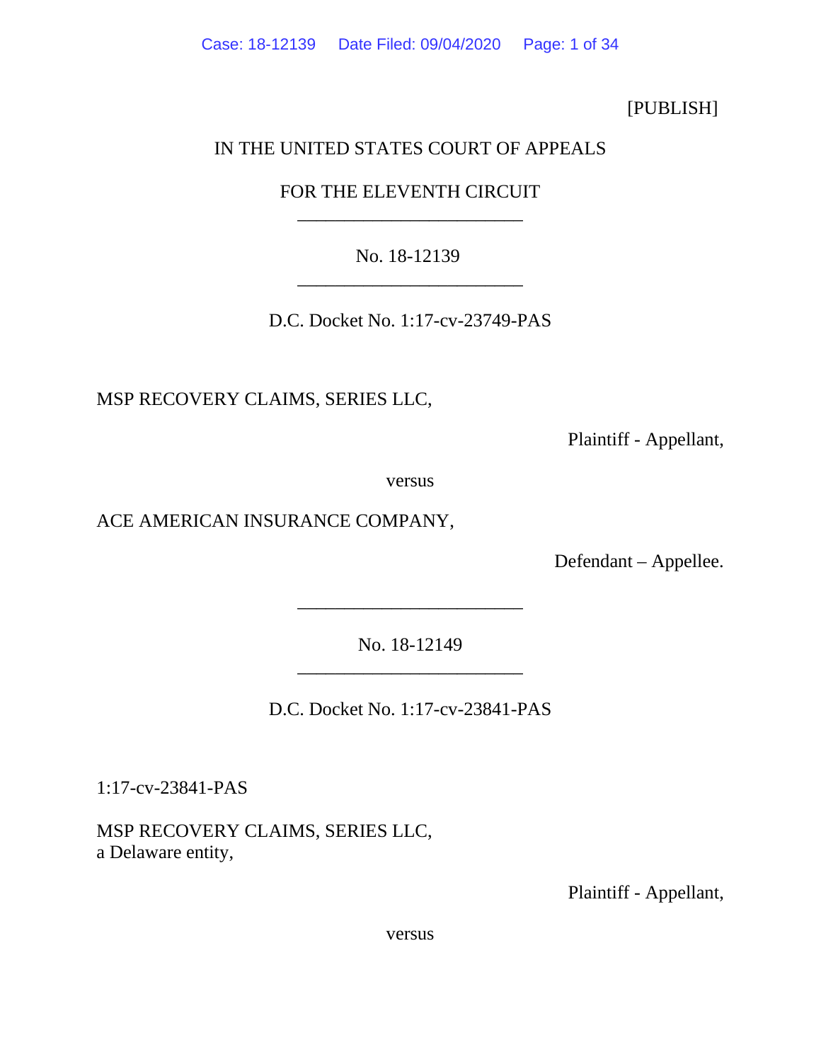[PUBLISH]

IN THE UNITED STATES COURT OF APPEALS

FOR THE ELEVENTH CIRCUIT

________________________

No. 18-12139

________________________

D.C. Docket No. 1:17-cv-23749-PAS

MSP RECOVERY CLAIMS, SERIES LLC,

Plaintiff - Appellant,

versus

ACE AMERICAN INSURANCE COMPANY,

Defendant – Appellee.

________________________

No. 18-12149

________________________

D.C. Docket No. 1:17-cv-23841-PAS

1:17-cv-23841-PAS

MSP RECOVERY CLAIMS, SERIES LLC,
a Delaware entity,

Plaintiff - Appellant,

versus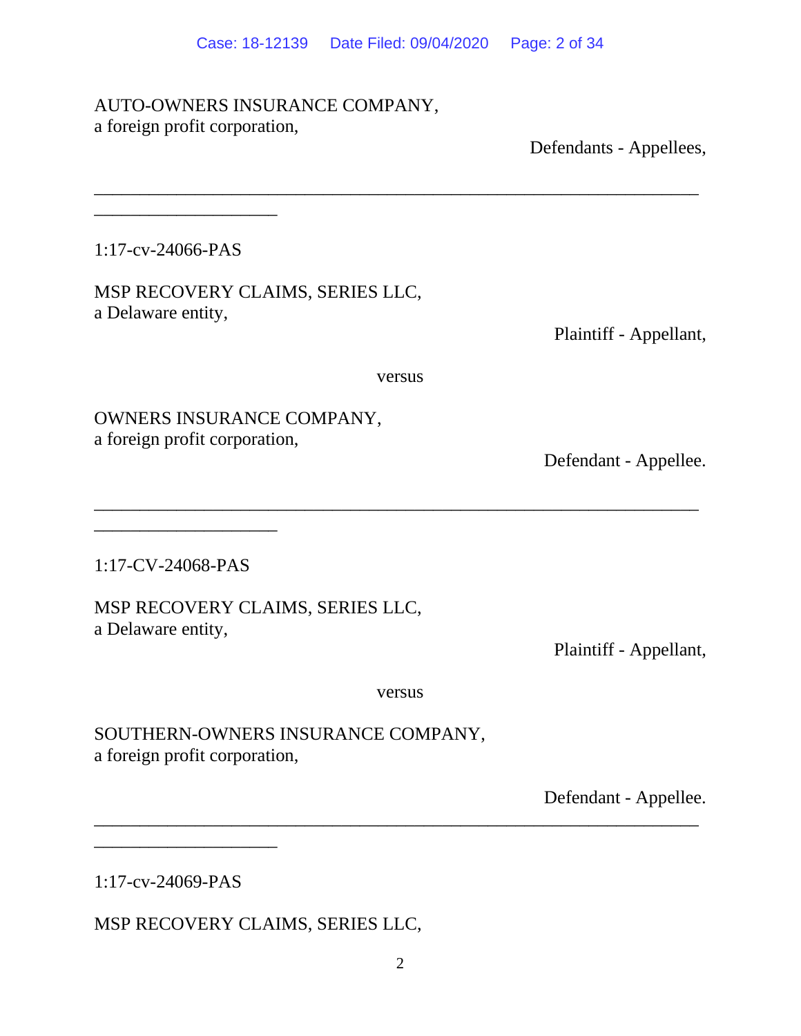AUTO-OWNERS INSURANCE COMPANY,
a foreign profit corporation,

Defendants - Appellees,

---

1:17-cv-24066-PAS

MSP RECOVERY CLAIMS, SERIES LLC,
a Delaware entity,

Plaintiff - Appellant,

versus

OWNERS INSURANCE COMPANY,
a foreign profit corporation,

Defendant - Appellee.

---

1:17-CV-24068-PAS

MSP RECOVERY CLAIMS, SERIES LLC,
a Delaware entity,

Plaintiff - Appellant,

versus

SOUTHERN-OWNERS INSURANCE COMPANY,
a foreign profit corporation,

Defendant - Appellee.

---

1:17-cv-24069-PAS

MSP RECOVERY CLAIMS, SERIES LLC,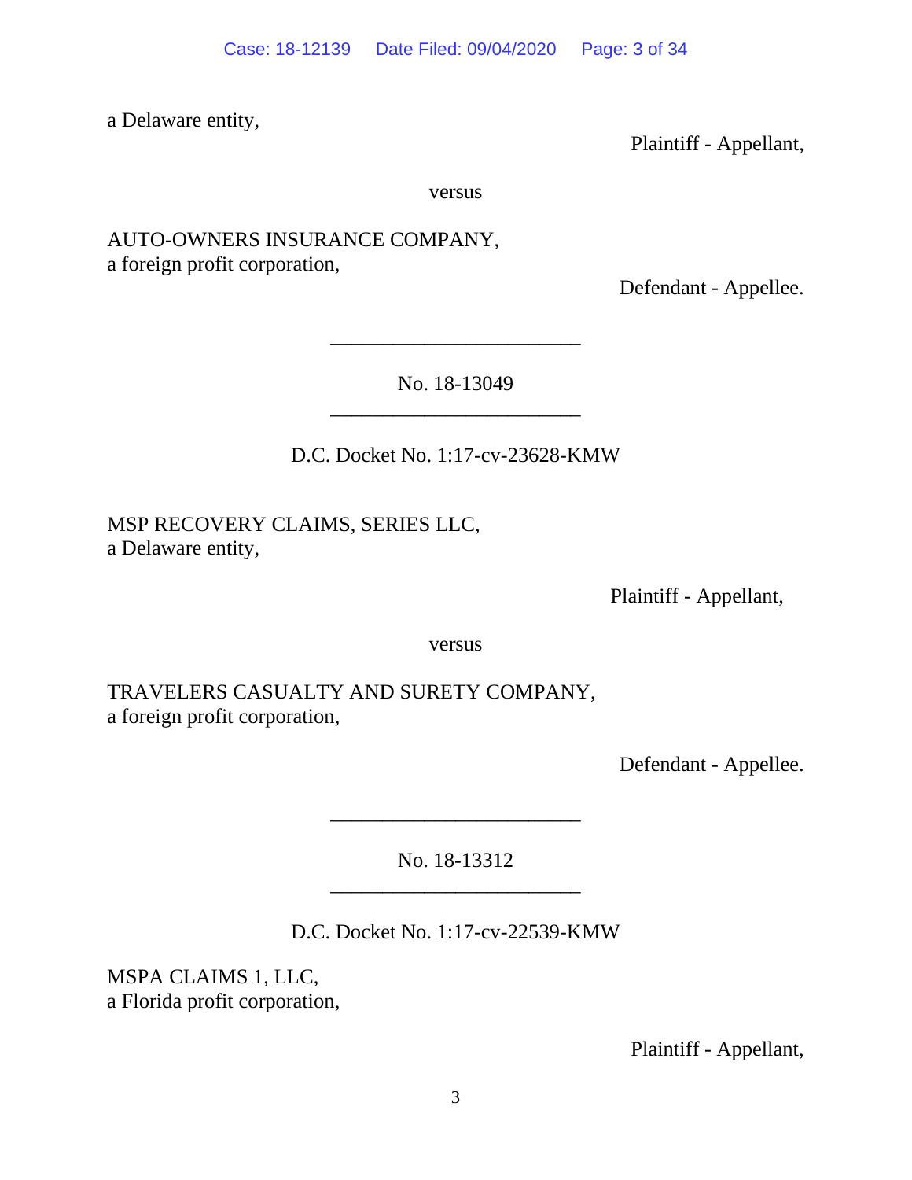a Delaware entity,

Plaintiff - Appellant,

versus

AUTO-OWNERS INSURANCE COMPANY,
a foreign profit corporation,

Defendant - Appellee.

________________________

No. 18-13049

________________________

D.C. Docket No. 1:17-cv-23628-KMW

MSP RECOVERY CLAIMS, SERIES LLC,
a Delaware entity,

Plaintiff - Appellant,

versus

TRAVELERS CASUALTY AND SURETY COMPANY,
a foreign profit corporation,

Defendant - Appellee.

________________________

No. 18-13312

________________________

D.C. Docket No. 1:17-cv-22539-KMW

MSPA CLAIMS 1, LLC,
a Florida profit corporation,

Plaintiff - Appellant,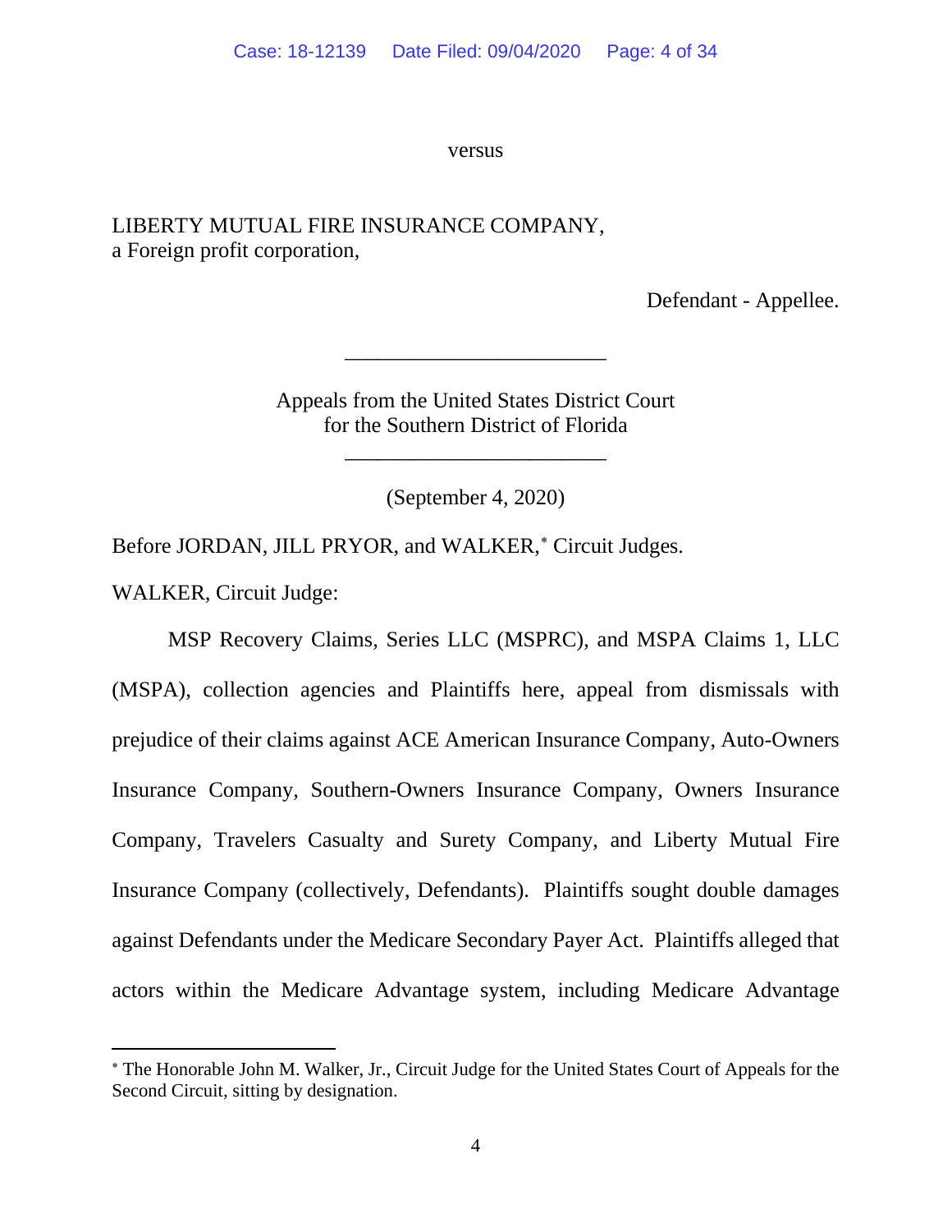versus

LIBERTY MUTUAL FIRE INSURANCE COMPANY,
a Foreign profit corporation,

Defendant - Appellee.

________________________

Appeals from the United States District Court
for the Southern District of Florida

________________________

(September 4, 2020)

Before JORDAN, JILL PRYOR, and WALKER,* Circuit Judges.

WALKER, Circuit Judge:

MSP Recovery Claims, Series LLC (MSPRC), and MSPA Claims 1, LLC (MSPA), collection agencies and Plaintiffs here, appeal from dismissals with prejudice of their claims against ACE American Insurance Company, Auto-Owners Insurance Company, Southern-Owners Insurance Company, Owners Insurance Company, Travelers Casualty and Surety Company, and Liberty Mutual Fire Insurance Company (collectively, Defendants). Plaintiffs sought double damages against Defendants under the Medicare Secondary Payer Act. Plaintiffs alleged that actors within the Medicare Advantage system, including Medicare Advantage

---

* The Honorable John M. Walker, Jr., Circuit Judge for the United States Court of Appeals for the Second Circuit, sitting by designation.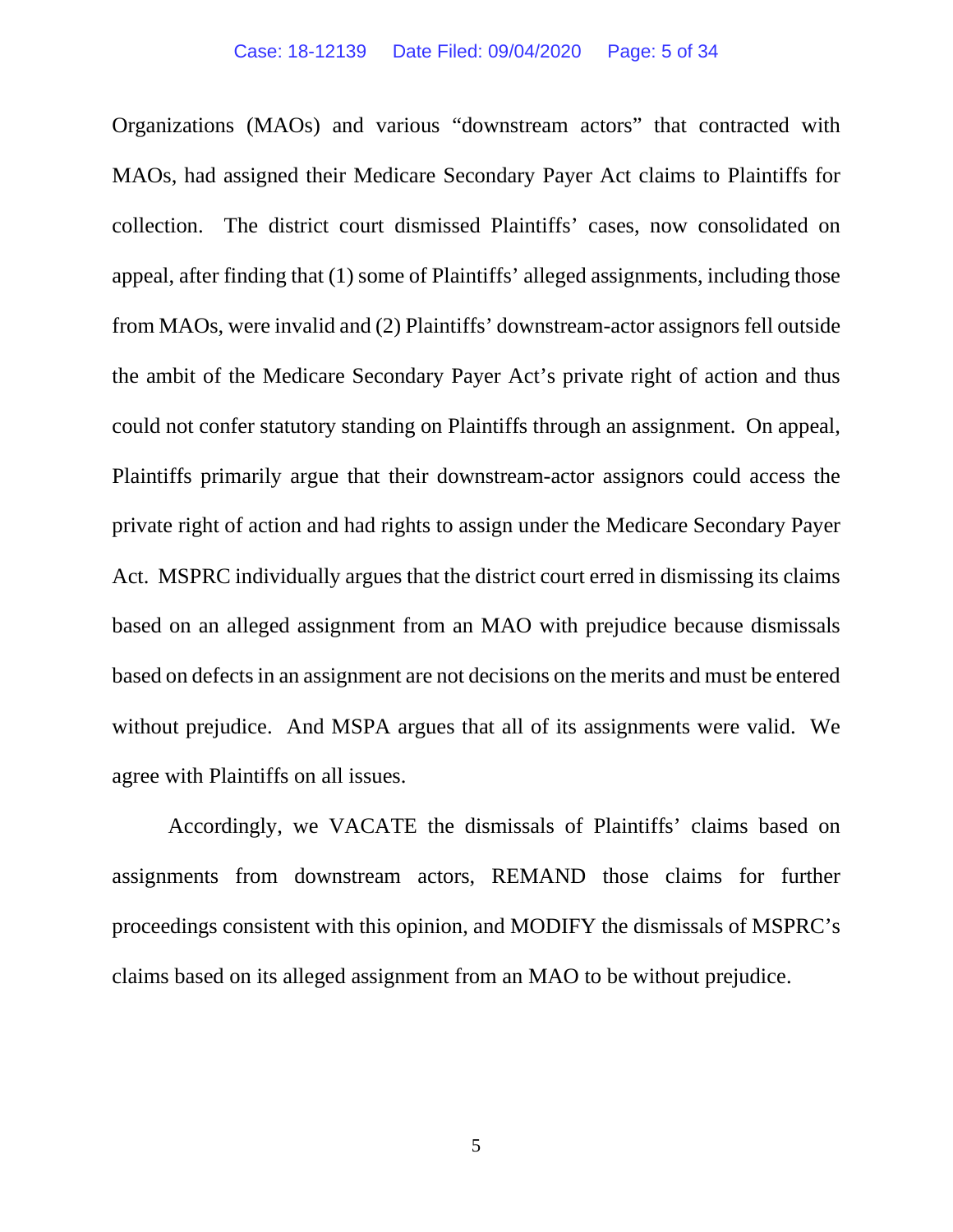Organizations (MAOs) and various "downstream actors" that contracted with MAOs, had assigned their Medicare Secondary Payer Act claims to Plaintiffs for collection. The district court dismissed Plaintiffs' cases, now consolidated on appeal, after finding that (1) some of Plaintiffs' alleged assignments, including those from MAOs, were invalid and (2) Plaintiffs' downstream-actor assignors fell outside the ambit of the Medicare Secondary Payer Act's private right of action and thus could not confer statutory standing on Plaintiffs through an assignment. On appeal, Plaintiffs primarily argue that their downstream-actor assignors could access the private right of action and had rights to assign under the Medicare Secondary Payer Act. MSPRC individually argues that the district court erred in dismissing its claims based on an alleged assignment from an MAO with prejudice because dismissals based on defects in an assignment are not decisions on the merits and must be entered without prejudice. And MSPA argues that all of its assignments were valid. We agree with Plaintiffs on all issues.

Accordingly, we VACATE the dismissals of Plaintiffs' claims based on assignments from downstream actors, REMAND those claims for further proceedings consistent with this opinion, and MODIFY the dismissals of MSPRC's claims based on its alleged assignment from an MAO to be without prejudice.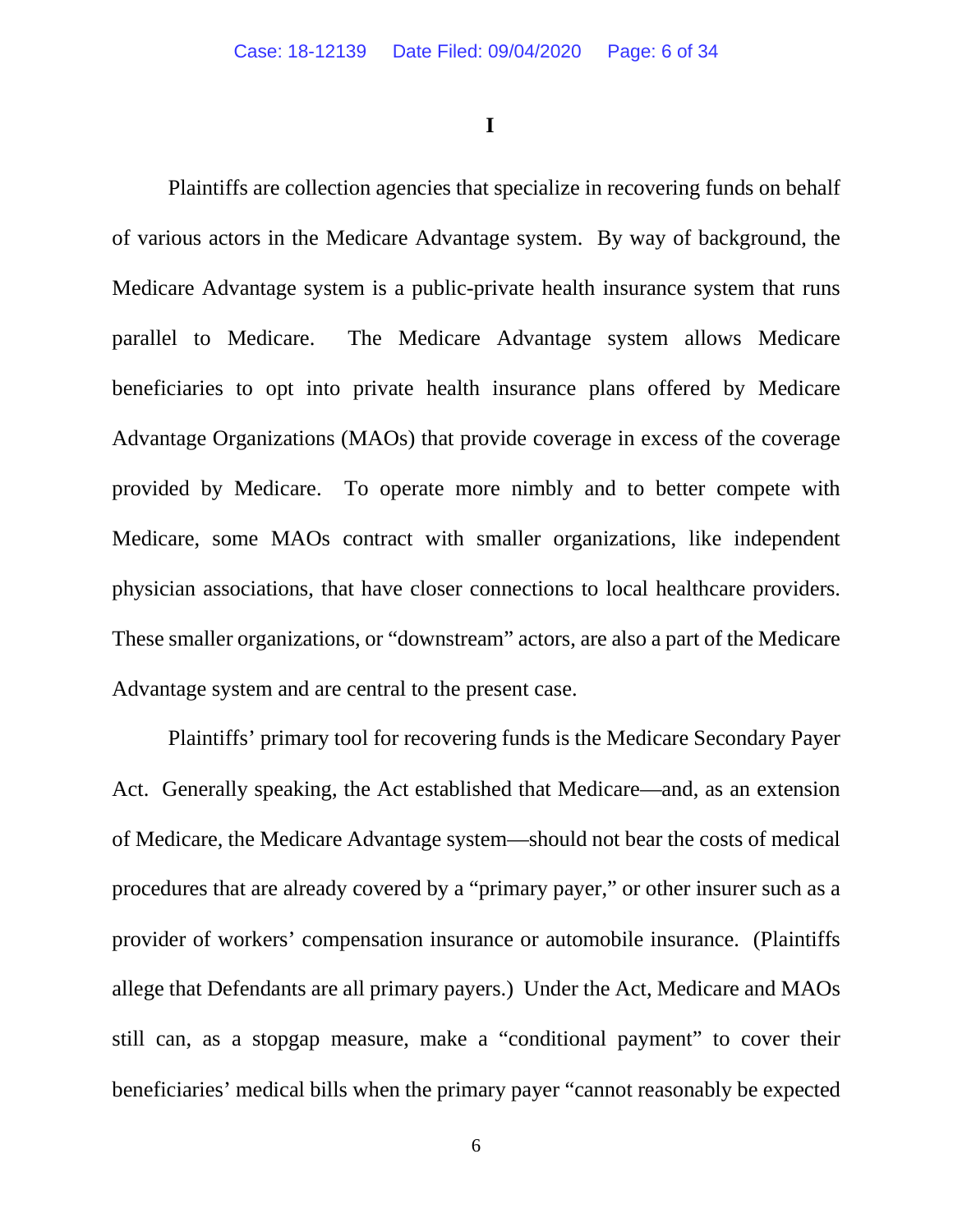# I

Plaintiffs are collection agencies that specialize in recovering funds on behalf of various actors in the Medicare Advantage system. By way of background, the Medicare Advantage system is a public-private health insurance system that runs parallel to Medicare. The Medicare Advantage system allows Medicare beneficiaries to opt into private health insurance plans offered by Medicare Advantage Organizations (MAOs) that provide coverage in excess of the coverage provided by Medicare. To operate more nimbly and to better compete with Medicare, some MAOs contract with smaller organizations, like independent physician associations, that have closer connections to local healthcare providers. These smaller organizations, or "downstream" actors, are also a part of the Medicare Advantage system and are central to the present case.

Plaintiffs' primary tool for recovering funds is the Medicare Secondary Payer Act. Generally speaking, the Act established that Medicare—and, as an extension of Medicare, the Medicare Advantage system—should not bear the costs of medical procedures that are already covered by a "primary payer," or other insurer such as a provider of workers' compensation insurance or automobile insurance. (Plaintiffs allege that Defendants are all primary payers.) Under the Act, Medicare and MAOs still can, as a stopgap measure, make a "conditional payment" to cover their beneficiaries' medical bills when the primary payer "cannot reasonably be expected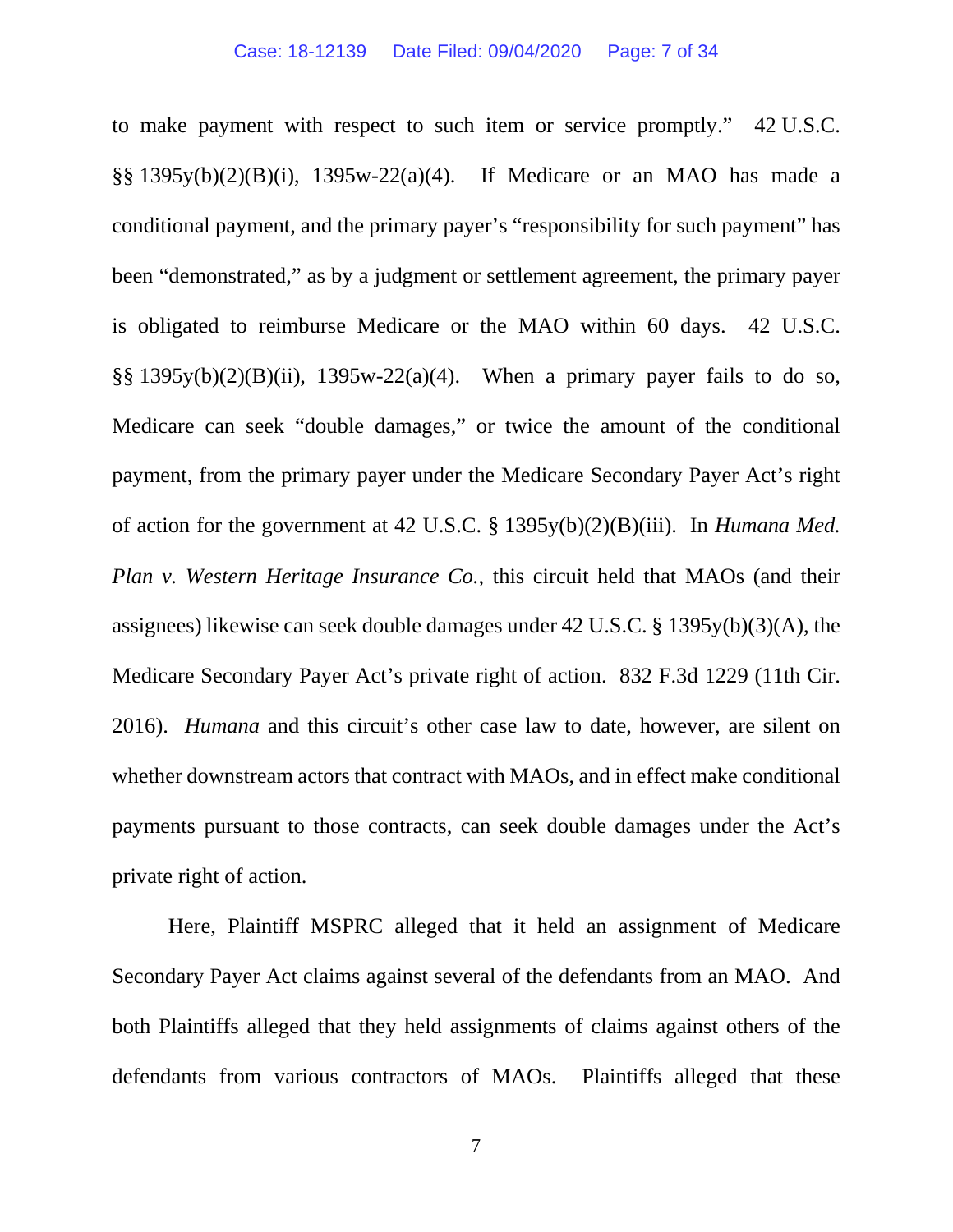to make payment with respect to such item or service promptly." 42 U.S.C. §§ 1395y(b)(2)(B)(i), 1395w-22(a)(4). If Medicare or an MAO has made a conditional payment, and the primary payer's "responsibility for such payment" has been "demonstrated," as by a judgment or settlement agreement, the primary payer is obligated to reimburse Medicare or the MAO within 60 days. 42 U.S.C. §§ 1395y(b)(2)(B)(ii), 1395w-22(a)(4). When a primary payer fails to do so, Medicare can seek "double damages," or twice the amount of the conditional payment, from the primary payer under the Medicare Secondary Payer Act's right of action for the government at 42 U.S.C. § 1395y(b)(2)(B)(iii). In *Humana Med. Plan v. Western Heritage Insurance Co.*, this circuit held that MAOs (and their assignees) likewise can seek double damages under 42 U.S.C. § 1395y(b)(3)(A), the Medicare Secondary Payer Act's private right of action. 832 F.3d 1229 (11th Cir. 2016). *Humana* and this circuit's other case law to date, however, are silent on whether downstream actors that contract with MAOs, and in effect make conditional payments pursuant to those contracts, can seek double damages under the Act's private right of action.

Here, Plaintiff MSPRC alleged that it held an assignment of Medicare Secondary Payer Act claims against several of the defendants from an MAO. And both Plaintiffs alleged that they held assignments of claims against others of the defendants from various contractors of MAOs. Plaintiffs alleged that these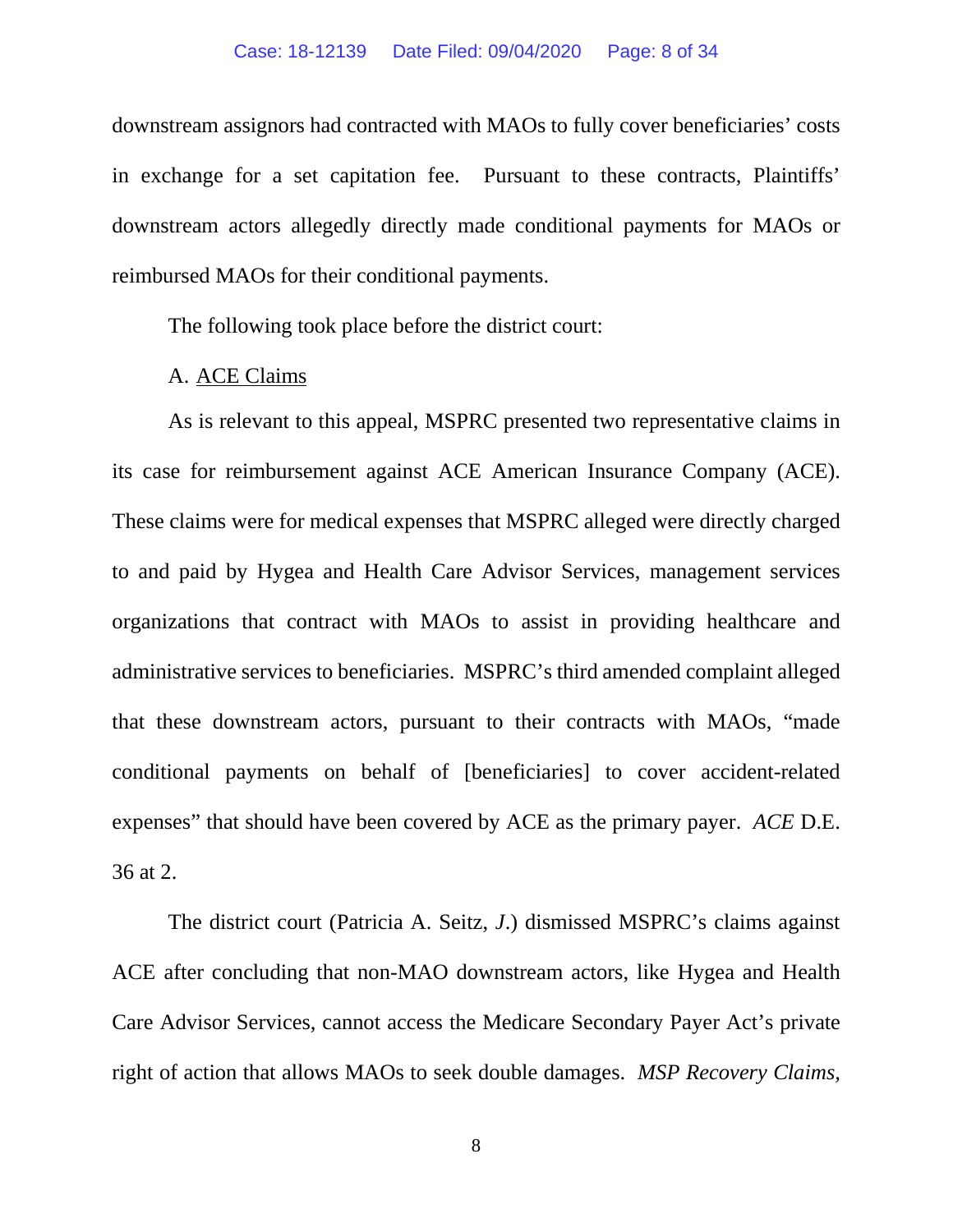downstream assignors had contracted with MAOs to fully cover beneficiaries' costs in exchange for a set capitation fee. Pursuant to these contracts, Plaintiffs' downstream actors allegedly directly made conditional payments for MAOs or reimbursed MAOs for their conditional payments.

The following took place before the district court:

A. <u>ACE Claims</u>

As is relevant to this appeal, MSPRC presented two representative claims in its case for reimbursement against ACE American Insurance Company (ACE). These claims were for medical expenses that MSPRC alleged were directly charged to and paid by Hygea and Health Care Advisor Services, management services organizations that contract with MAOs to assist in providing healthcare and administrative services to beneficiaries. MSPRC's third amended complaint alleged that these downstream actors, pursuant to their contracts with MAOs, "made conditional payments on behalf of [beneficiaries] to cover accident-related expenses" that should have been covered by ACE as the primary payer. *ACE* D.E. 36 at 2.

The district court (Patricia A. Seitz, *J.*) dismissed MSPRC's claims against ACE after concluding that non-MAO downstream actors, like Hygea and Health Care Advisor Services, cannot access the Medicare Secondary Payer Act's private right of action that allows MAOs to seek double damages. *MSP Recovery Claims,*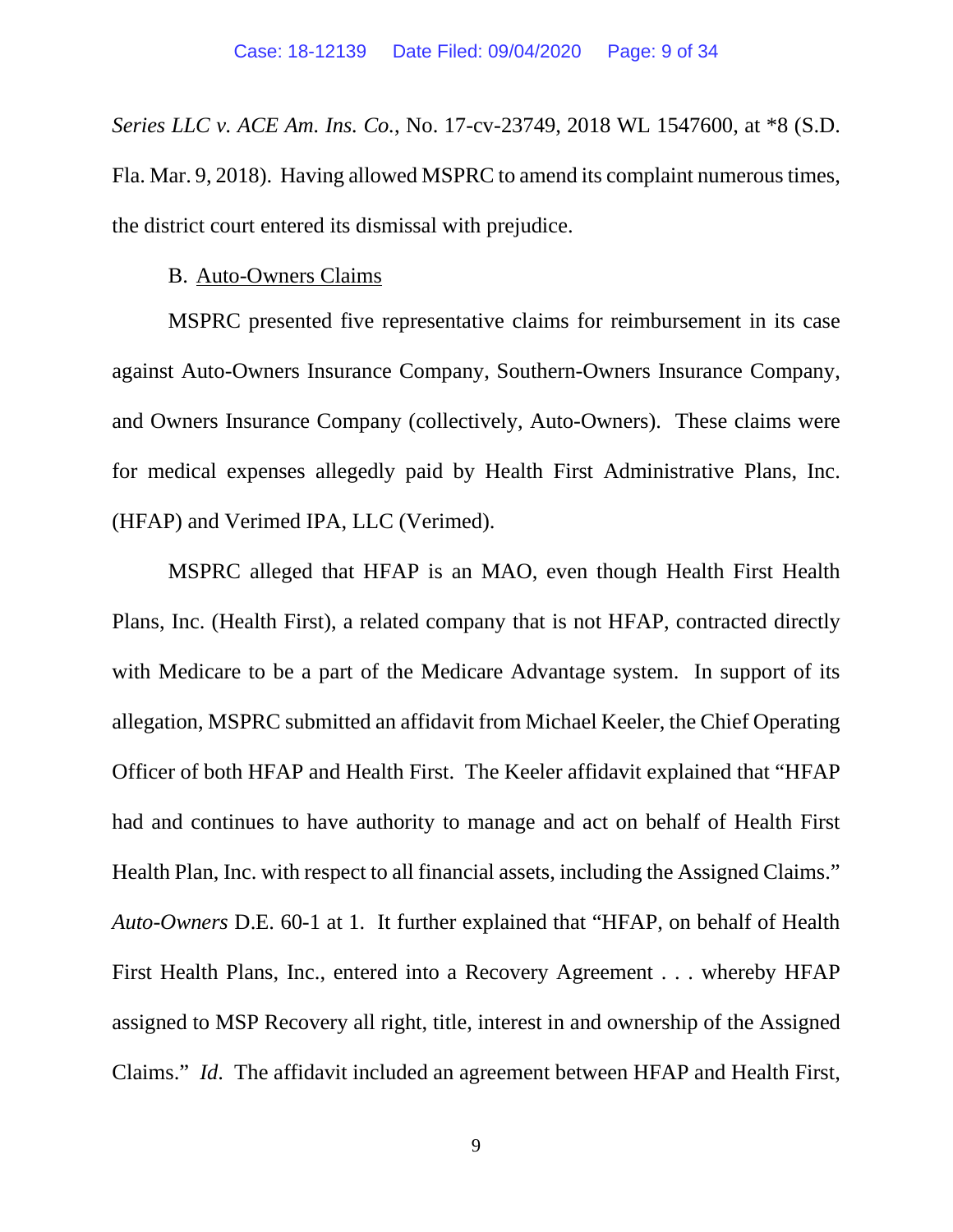*Series LLC v. ACE Am. Ins. Co.*, No. 17-cv-23749, 2018 WL 1547600, at *8 (S.D. Fla. Mar. 9, 2018). Having allowed MSPRC to amend its complaint numerous times, the district court entered its dismissal with prejudice.

B. Auto-Owners Claims

MSPRC presented five representative claims for reimbursement in its case against Auto-Owners Insurance Company, Southern-Owners Insurance Company, and Owners Insurance Company (collectively, Auto-Owners). These claims were for medical expenses allegedly paid by Health First Administrative Plans, Inc. (HFAP) and Verimed IPA, LLC (Verimed).

MSPRC alleged that HFAP is an MAO, even though Health First Health Plans, Inc. (Health First), a related company that is not HFAP, contracted directly with Medicare to be a part of the Medicare Advantage system. In support of its allegation, MSPRC submitted an affidavit from Michael Keeler, the Chief Operating Officer of both HFAP and Health First. The Keeler affidavit explained that "HFAP had and continues to have authority to manage and act on behalf of Health First Health Plan, Inc. with respect to all financial assets, including the Assigned Claims." *Auto-Owners* D.E. 60-1 at 1. It further explained that "HFAP, on behalf of Health First Health Plans, Inc., entered into a Recovery Agreement . . . whereby HFAP assigned to MSP Recovery all right, title, interest in and ownership of the Assigned Claims." *Id*. The affidavit included an agreement between HFAP and Health First,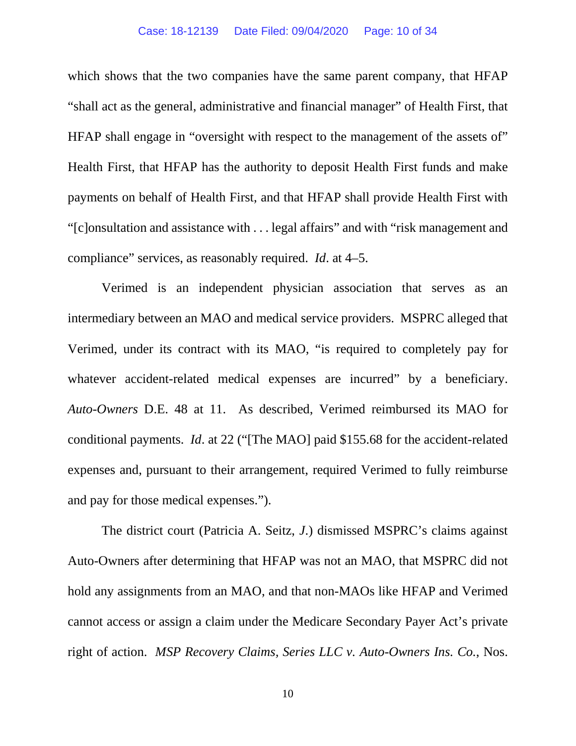which shows that the two companies have the same parent company, that HFAP "shall act as the general, administrative and financial manager" of Health First, that HFAP shall engage in "oversight with respect to the management of the assets of" Health First, that HFAP has the authority to deposit Health First funds and make payments on behalf of Health First, and that HFAP shall provide Health First with "[c]onsultation and assistance with . . . legal affairs" and with "risk management and compliance" services, as reasonably required. *Id*. at 4–5.

Verimed is an independent physician association that serves as an intermediary between an MAO and medical service providers. MSPRC alleged that Verimed, under its contract with its MAO, "is required to completely pay for whatever accident-related medical expenses are incurred" by a beneficiary. *Auto-Owners* D.E. 48 at 11. As described, Verimed reimbursed its MAO for conditional payments. *Id*. at 22 ("[The MAO] paid $155.68 for the accident-related expenses and, pursuant to their arrangement, required Verimed to fully reimburse and pay for those medical expenses.").

The district court (Patricia A. Seitz, *J*.) dismissed MSPRC's claims against Auto-Owners after determining that HFAP was not an MAO, that MSPRC did not hold any assignments from an MAO, and that non-MAOs like HFAP and Verimed cannot access or assign a claim under the Medicare Secondary Payer Act's private right of action. *MSP Recovery Claims, Series LLC v. Auto-Owners Ins. Co.*, Nos.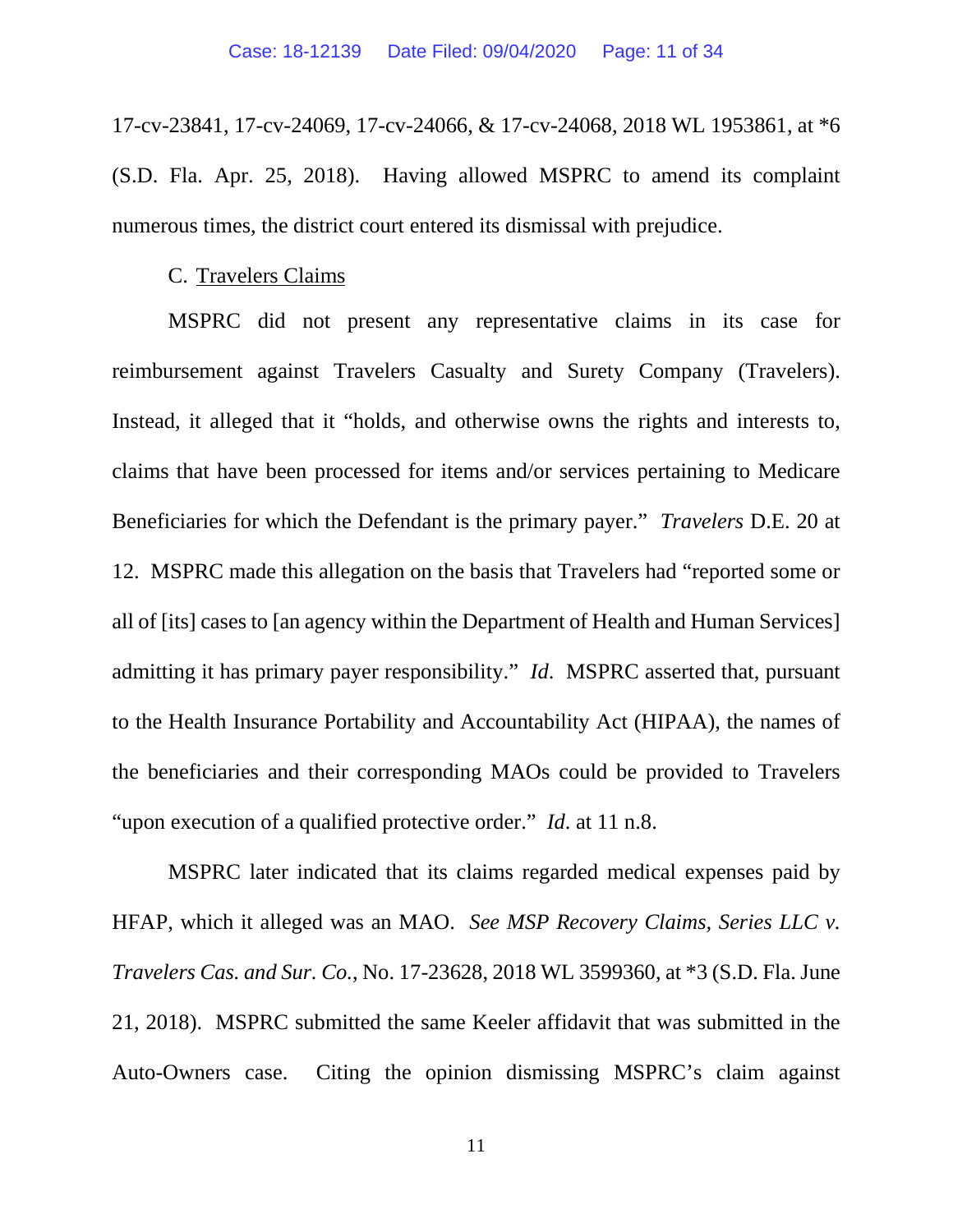17-cv-23841, 17-cv-24069, 17-cv-24066, & 17-cv-24068, 2018 WL 1953861, at *6 (S.D. Fla. Apr. 25, 2018). Having allowed MSPRC to amend its complaint numerous times, the district court entered its dismissal with prejudice.

C. Travelers Claims

MSPRC did not present any representative claims in its case for reimbursement against Travelers Casualty and Surety Company (Travelers). Instead, it alleged that it "holds, and otherwise owns the rights and interests to, claims that have been processed for items and/or services pertaining to Medicare Beneficiaries for which the Defendant is the primary payer." *Travelers* D.E. 20 at 12. MSPRC made this allegation on the basis that Travelers had "reported some or all of [its] cases to [an agency within the Department of Health and Human Services] admitting it has primary payer responsibility." *Id*. MSPRC asserted that, pursuant to the Health Insurance Portability and Accountability Act (HIPAA), the names of the beneficiaries and their corresponding MAOs could be provided to Travelers "upon execution of a qualified protective order." *Id*. at 11 n.8.

MSPRC later indicated that its claims regarded medical expenses paid by HFAP, which it alleged was an MAO. *See MSP Recovery Claims, Series LLC v. Travelers Cas. and Sur. Co.*, No. 17-23628, 2018 WL 3599360, at *3 (S.D. Fla. June 21, 2018). MSPRC submitted the same Keeler affidavit that was submitted in the Auto-Owners case. Citing the opinion dismissing MSPRC's claim against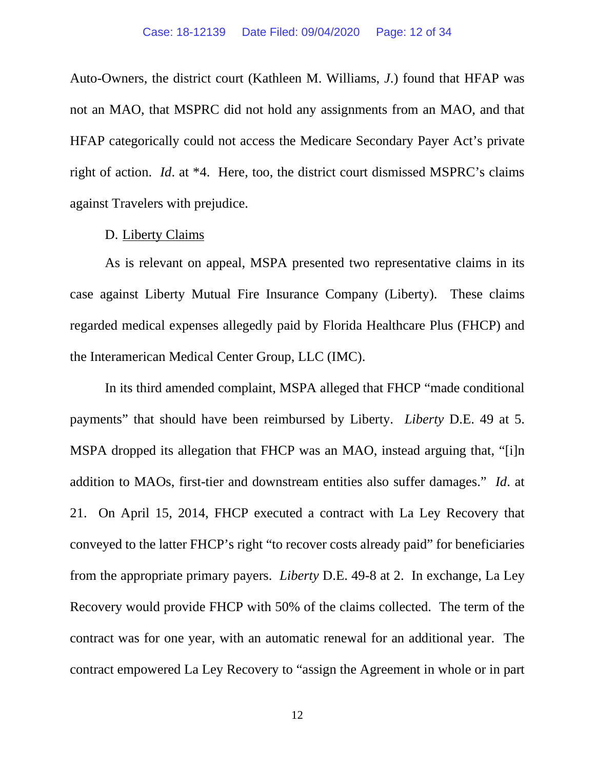Auto-Owners, the district court (Kathleen M. Williams, *J*.) found that HFAP was not an MAO, that MSPRC did not hold any assignments from an MAO, and that HFAP categorically could not access the Medicare Secondary Payer Act's private right of action. *Id*. at *4. Here, too, the district court dismissed MSPRC's claims against Travelers with prejudice.

D. <u>Liberty Claims</u>

As is relevant on appeal, MSPA presented two representative claims in its case against Liberty Mutual Fire Insurance Company (Liberty). These claims regarded medical expenses allegedly paid by Florida Healthcare Plus (FHCP) and the Interamerican Medical Center Group, LLC (IMC).

In its third amended complaint, MSPA alleged that FHCP "made conditional payments" that should have been reimbursed by Liberty. *Liberty* D.E. 49 at 5. MSPA dropped its allegation that FHCP was an MAO, instead arguing that, "[i]n addition to MAOs, first-tier and downstream entities also suffer damages." *Id*. at 21. On April 15, 2014, FHCP executed a contract with La Ley Recovery that conveyed to the latter FHCP's right "to recover costs already paid" for beneficiaries from the appropriate primary payers. *Liberty* D.E. 49-8 at 2. In exchange, La Ley Recovery would provide FHCP with 50% of the claims collected. The term of the contract was for one year, with an automatic renewal for an additional year. The contract empowered La Ley Recovery to "assign the Agreement in whole or in part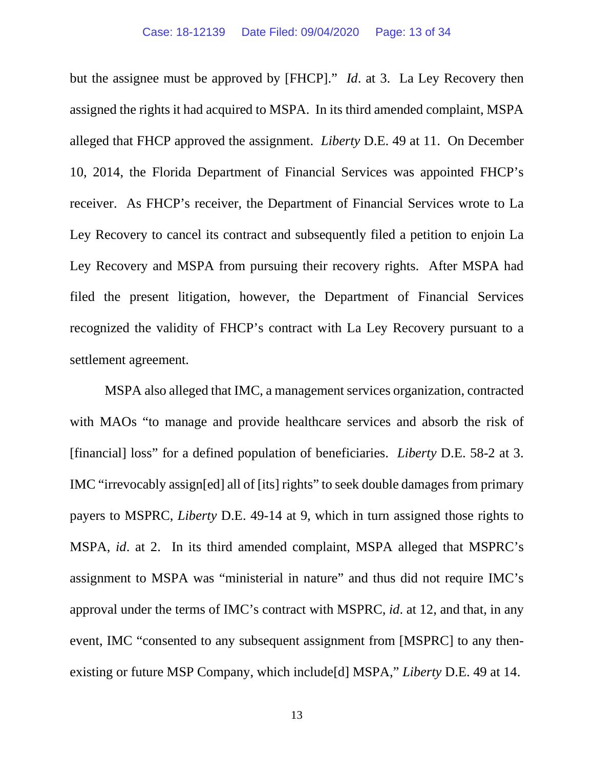but the assignee must be approved by [FHCP]." *Id*. at 3. La Ley Recovery then assigned the rights it had acquired to MSPA. In its third amended complaint, MSPA alleged that FHCP approved the assignment. *Liberty* D.E. 49 at 11. On December 10, 2014, the Florida Department of Financial Services was appointed FHCP's receiver. As FHCP's receiver, the Department of Financial Services wrote to La Ley Recovery to cancel its contract and subsequently filed a petition to enjoin La Ley Recovery and MSPA from pursuing their recovery rights. After MSPA had filed the present litigation, however, the Department of Financial Services recognized the validity of FHCP's contract with La Ley Recovery pursuant to a settlement agreement.

MSPA also alleged that IMC, a management services organization, contracted with MAOs "to manage and provide healthcare services and absorb the risk of [financial] loss" for a defined population of beneficiaries. *Liberty* D.E. 58-2 at 3. IMC "irrevocably assign[ed] all of [its] rights" to seek double damages from primary payers to MSPRC, *Liberty* D.E. 49-14 at 9, which in turn assigned those rights to MSPA, *id*. at 2. In its third amended complaint, MSPA alleged that MSPRC's assignment to MSPA was "ministerial in nature" and thus did not require IMC's approval under the terms of IMC's contract with MSPRC, *id*. at 12, and that, in any event, IMC "consented to any subsequent assignment from [MSPRC] to any then-existing or future MSP Company, which include[d] MSPA," *Liberty* D.E. 49 at 14.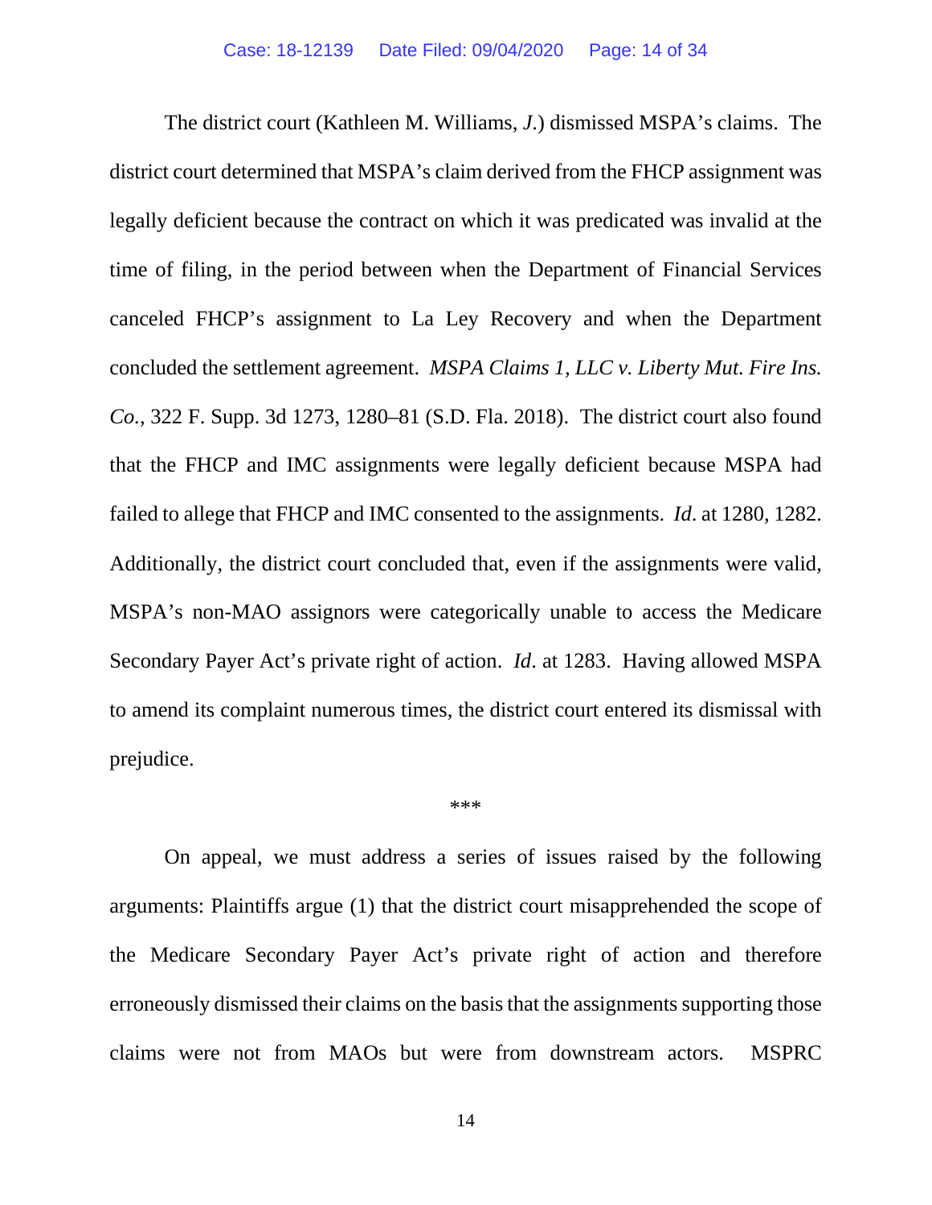The district court (Kathleen M. Williams, *J.*) dismissed MSPA's claims. The district court determined that MSPA's claim derived from the FHCP assignment was legally deficient because the contract on which it was predicated was invalid at the time of filing, in the period between when the Department of Financial Services canceled FHCP's assignment to La Ley Recovery and when the Department concluded the settlement agreement. *MSPA Claims 1, LLC v. Liberty Mut. Fire Ins. Co.*, 322 F. Supp. 3d 1273, 1280–81 (S.D. Fla. 2018). The district court also found that the FHCP and IMC assignments were legally deficient because MSPA had failed to allege that FHCP and IMC consented to the assignments. *Id*. at 1280, 1282. Additionally, the district court concluded that, even if the assignments were valid, MSPA's non-MAO assignors were categorically unable to access the Medicare Secondary Payer Act's private right of action. *Id*. at 1283. Having allowed MSPA to amend its complaint numerous times, the district court entered its dismissal with prejudice.

\*\*\*

On appeal, we must address a series of issues raised by the following arguments: Plaintiffs argue (1) that the district court misapprehended the scope of the Medicare Secondary Payer Act's private right of action and therefore erroneously dismissed their claims on the basis that the assignments supporting those claims were not from MAOs but were from downstream actors. MSPRC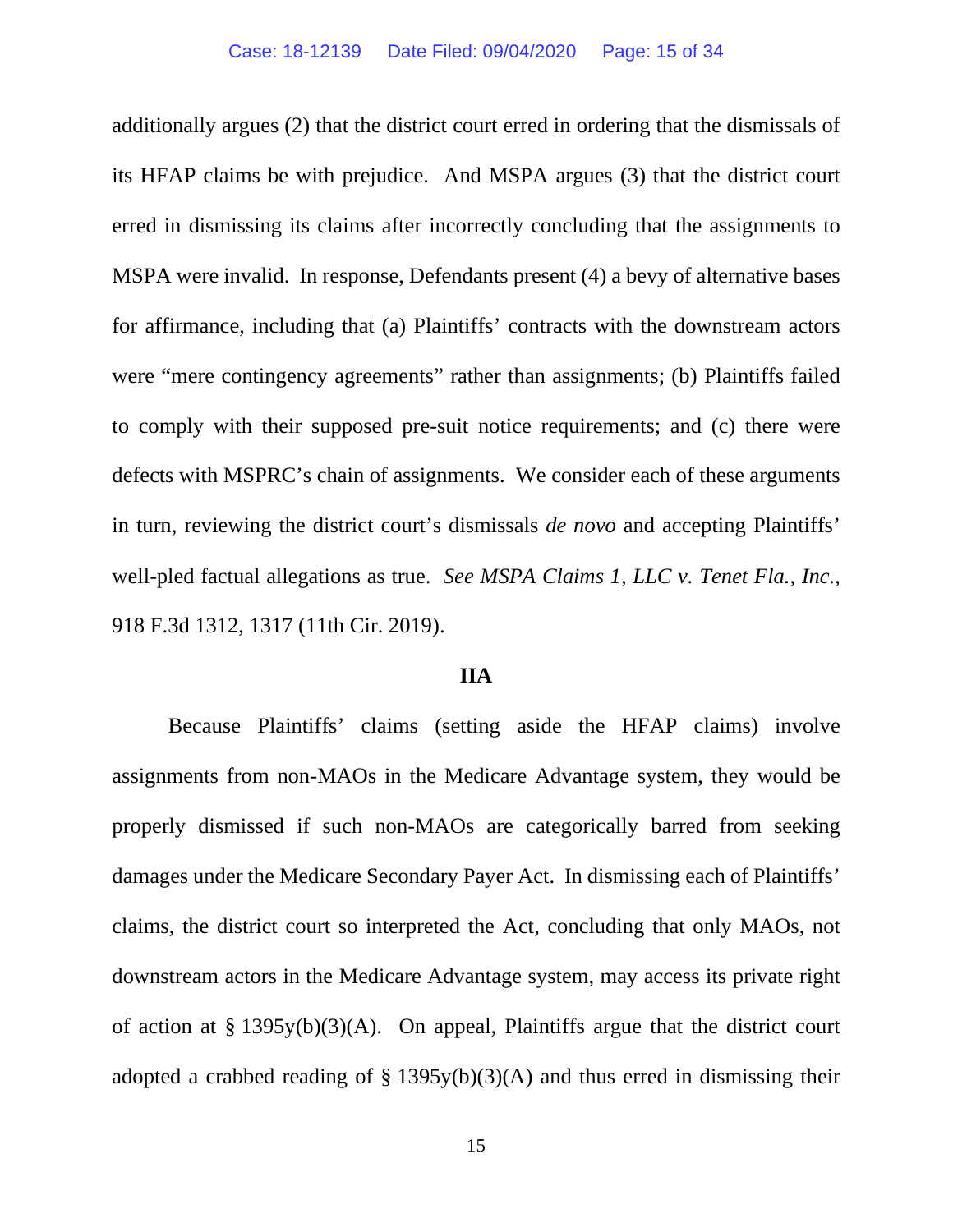additionally argues (2) that the district court erred in ordering that the dismissals of its HFAP claims be with prejudice. And MSPA argues (3) that the district court erred in dismissing its claims after incorrectly concluding that the assignments to MSPA were invalid. In response, Defendants present (4) a bevy of alternative bases for affirmance, including that (a) Plaintiffs' contracts with the downstream actors were "mere contingency agreements" rather than assignments; (b) Plaintiffs failed to comply with their supposed pre-suit notice requirements; and (c) there were defects with MSPRC's chain of assignments. We consider each of these arguments in turn, reviewing the district court's dismissals *de novo* and accepting Plaintiffs' well-pled factual allegations as true. *See MSPA Claims 1, LLC v. Tenet Fla., Inc.*, 918 F.3d 1312, 1317 (11th Cir. 2019).

## IIA

Because Plaintiffs' claims (setting aside the HFAP claims) involve assignments from non-MAOs in the Medicare Advantage system, they would be properly dismissed if such non-MAOs are categorically barred from seeking damages under the Medicare Secondary Payer Act. In dismissing each of Plaintiffs' claims, the district court so interpreted the Act, concluding that only MAOs, not downstream actors in the Medicare Advantage system, may access its private right of action at § 1395y(b)(3)(A). On appeal, Plaintiffs argue that the district court adopted a crabbed reading of § 1395y(b)(3)(A) and thus erred in dismissing their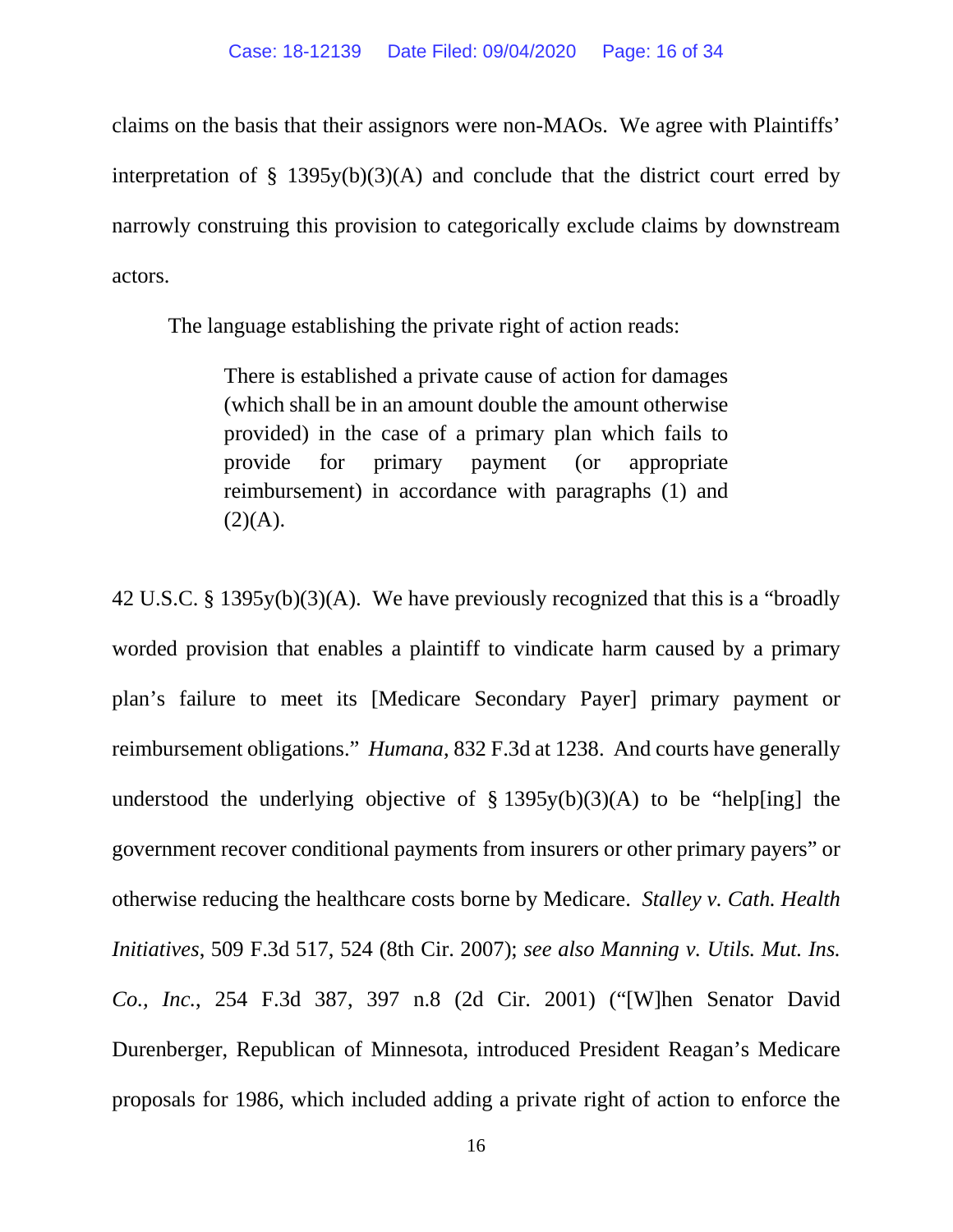claims on the basis that their assignors were non-MAOs. We agree with Plaintiffs' interpretation of § 1395y(b)(3)(A) and conclude that the district court erred by narrowly construing this provision to categorically exclude claims by downstream actors.

The language establishing the private right of action reads:

> There is established a private cause of action for damages (which shall be in an amount double the amount otherwise provided) in the case of a primary plan which fails to provide for primary payment (or appropriate reimbursement) in accordance with paragraphs (1) and (2)(A).

42 U.S.C. § 1395y(b)(3)(A). We have previously recognized that this is a "broadly worded provision that enables a plaintiff to vindicate harm caused by a primary plan's failure to meet its [Medicare Secondary Payer] primary payment or reimbursement obligations." *Humana*, 832 F.3d at 1238. And courts have generally understood the underlying objective of § 1395y(b)(3)(A) to be "help[ing] the government recover conditional payments from insurers or other primary payers" or otherwise reducing the healthcare costs borne by Medicare. *Stalley v. Cath. Health Initiatives*, 509 F.3d 517, 524 (8th Cir. 2007); *see also Manning v. Utils. Mut. Ins. Co., Inc.*, 254 F.3d 387, 397 n.8 (2d Cir. 2001) ("[W]hen Senator David Durenberger, Republican of Minnesota, introduced President Reagan's Medicare proposals for 1986, which included adding a private right of action to enforce the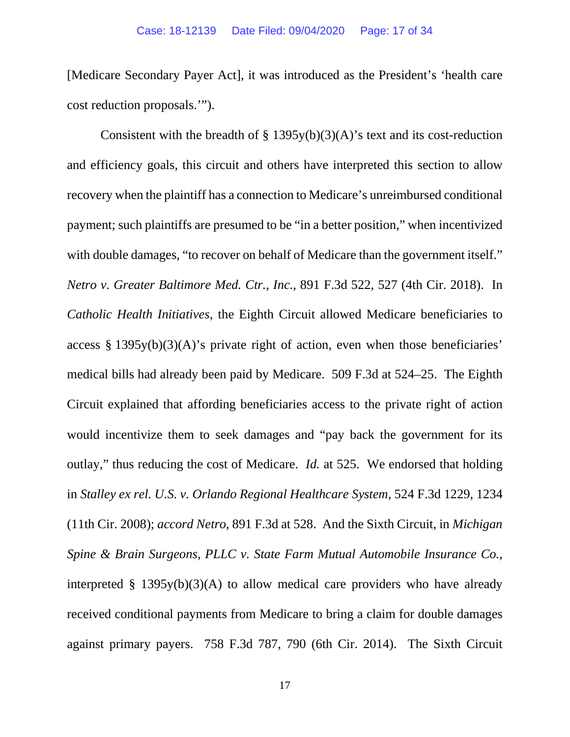[Medicare Secondary Payer Act], it was introduced as the President's 'health care cost reduction proposals.'").

Consistent with the breadth of § 1395y(b)(3)(A)'s text and its cost-reduction and efficiency goals, this circuit and others have interpreted this section to allow recovery when the plaintiff has a connection to Medicare's unreimbursed conditional payment; such plaintiffs are presumed to be "in a better position," when incentivized with double damages, "to recover on behalf of Medicare than the government itself." *Netro v. Greater Baltimore Med. Ctr., Inc.*, 891 F.3d 522, 527 (4th Cir. 2018). In *Catholic Health Initiatives*, the Eighth Circuit allowed Medicare beneficiaries to access § 1395y(b)(3)(A)'s private right of action, even when those beneficiaries' medical bills had already been paid by Medicare. 509 F.3d at 524–25. The Eighth Circuit explained that affording beneficiaries access to the private right of action would incentivize them to seek damages and "pay back the government for its outlay," thus reducing the cost of Medicare. *Id.* at 525. We endorsed that holding in *Stalley ex rel. U.S. v. Orlando Regional Healthcare System*, 524 F.3d 1229, 1234 (11th Cir. 2008); *accord Netro*, 891 F.3d at 528. And the Sixth Circuit, in *Michigan Spine & Brain Surgeons, PLLC v. State Farm Mutual Automobile Insurance Co.*, interpreted § 1395y(b)(3)(A) to allow medical care providers who have already received conditional payments from Medicare to bring a claim for double damages against primary payers. 758 F.3d 787, 790 (6th Cir. 2014). The Sixth Circuit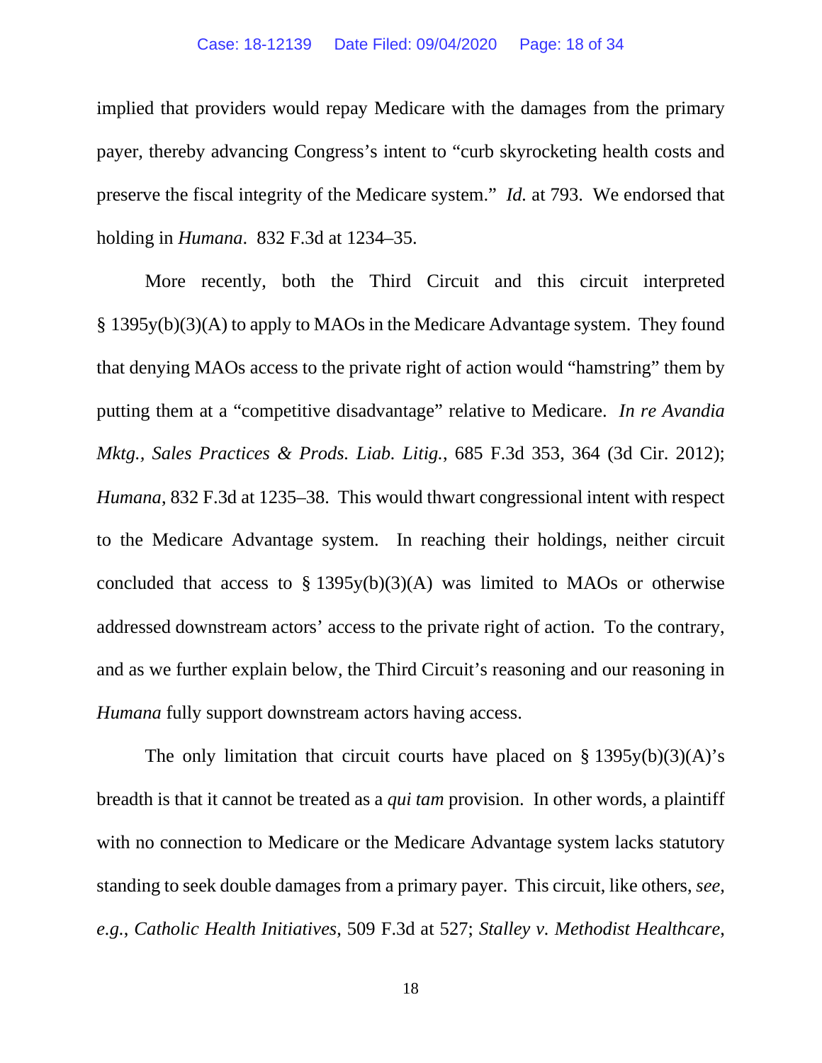implied that providers would repay Medicare with the damages from the primary payer, thereby advancing Congress's intent to "curb skyrocketing health costs and preserve the fiscal integrity of the Medicare system." *Id.* at 793. We endorsed that holding in *Humana*. 832 F.3d at 1234–35.

More recently, both the Third Circuit and this circuit interpreted § 1395y(b)(3)(A) to apply to MAOs in the Medicare Advantage system. They found that denying MAOs access to the private right of action would "hamstring" them by putting them at a "competitive disadvantage" relative to Medicare. *In re Avandia Mktg., Sales Practices & Prods. Liab. Litig.*, 685 F.3d 353, 364 (3d Cir. 2012); *Humana*, 832 F.3d at 1235–38. This would thwart congressional intent with respect to the Medicare Advantage system. In reaching their holdings, neither circuit concluded that access to § 1395y(b)(3)(A) was limited to MAOs or otherwise addressed downstream actors' access to the private right of action. To the contrary, and as we further explain below, the Third Circuit's reasoning and our reasoning in *Humana* fully support downstream actors having access.

The only limitation that circuit courts have placed on § 1395y(b)(3)(A)'s breadth is that it cannot be treated as a *qui tam* provision. In other words, a plaintiff with no connection to Medicare or the Medicare Advantage system lacks statutory standing to seek double damages from a primary payer. This circuit, like others, *see, e.g.*, *Catholic Health Initiatives*, 509 F.3d at 527; *Stalley v. Methodist Healthcare*,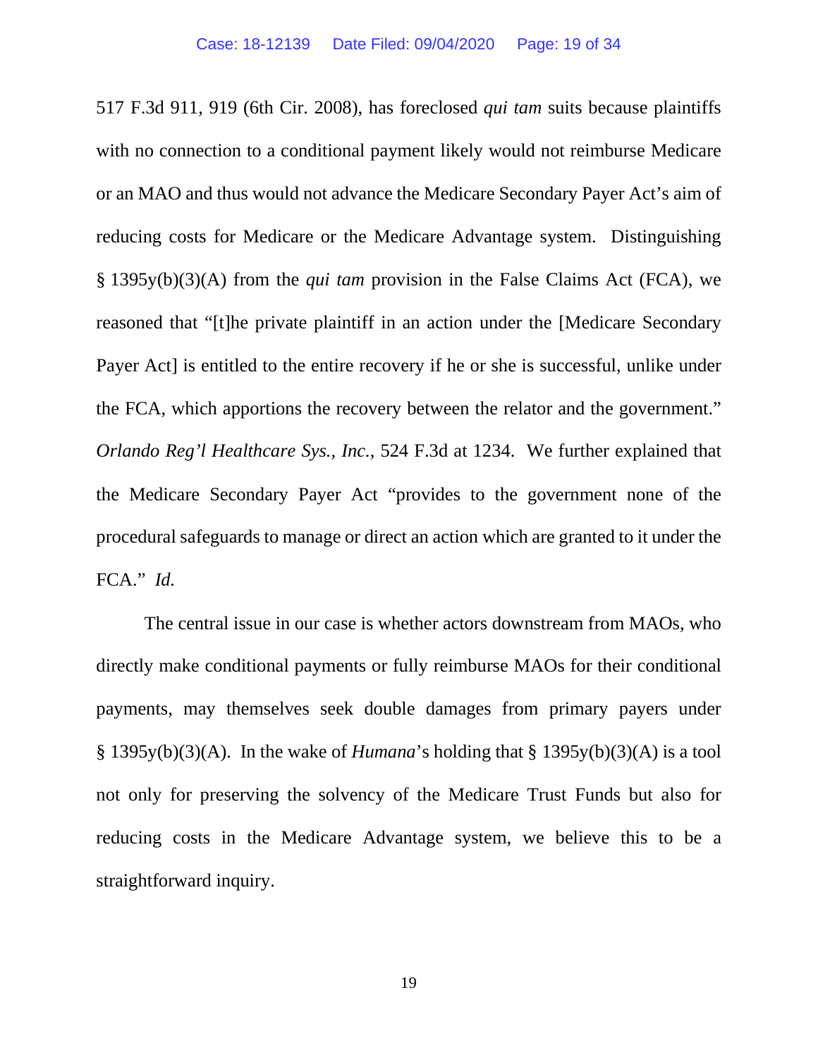517 F.3d 911, 919 (6th Cir. 2008), has foreclosed *qui tam* suits because plaintiffs with no connection to a conditional payment likely would not reimburse Medicare or an MAO and thus would not advance the Medicare Secondary Payer Act's aim of reducing costs for Medicare or the Medicare Advantage system. Distinguishing § 1395y(b)(3)(A) from the *qui tam* provision in the False Claims Act (FCA), we reasoned that "[t]he private plaintiff in an action under the [Medicare Secondary Payer Act] is entitled to the entire recovery if he or she is successful, unlike under the FCA, which apportions the recovery between the relator and the government." *Orlando Reg'l Healthcare Sys., Inc.*, 524 F.3d at 1234. We further explained that the Medicare Secondary Payer Act "provides to the government none of the procedural safeguards to manage or direct an action which are granted to it under the FCA." *Id.*

The central issue in our case is whether actors downstream from MAOs, who directly make conditional payments or fully reimburse MAOs for their conditional payments, may themselves seek double damages from primary payers under § 1395y(b)(3)(A). In the wake of *Humana*'s holding that § 1395y(b)(3)(A) is a tool not only for preserving the solvency of the Medicare Trust Funds but also for reducing costs in the Medicare Advantage system, we believe this to be a straightforward inquiry.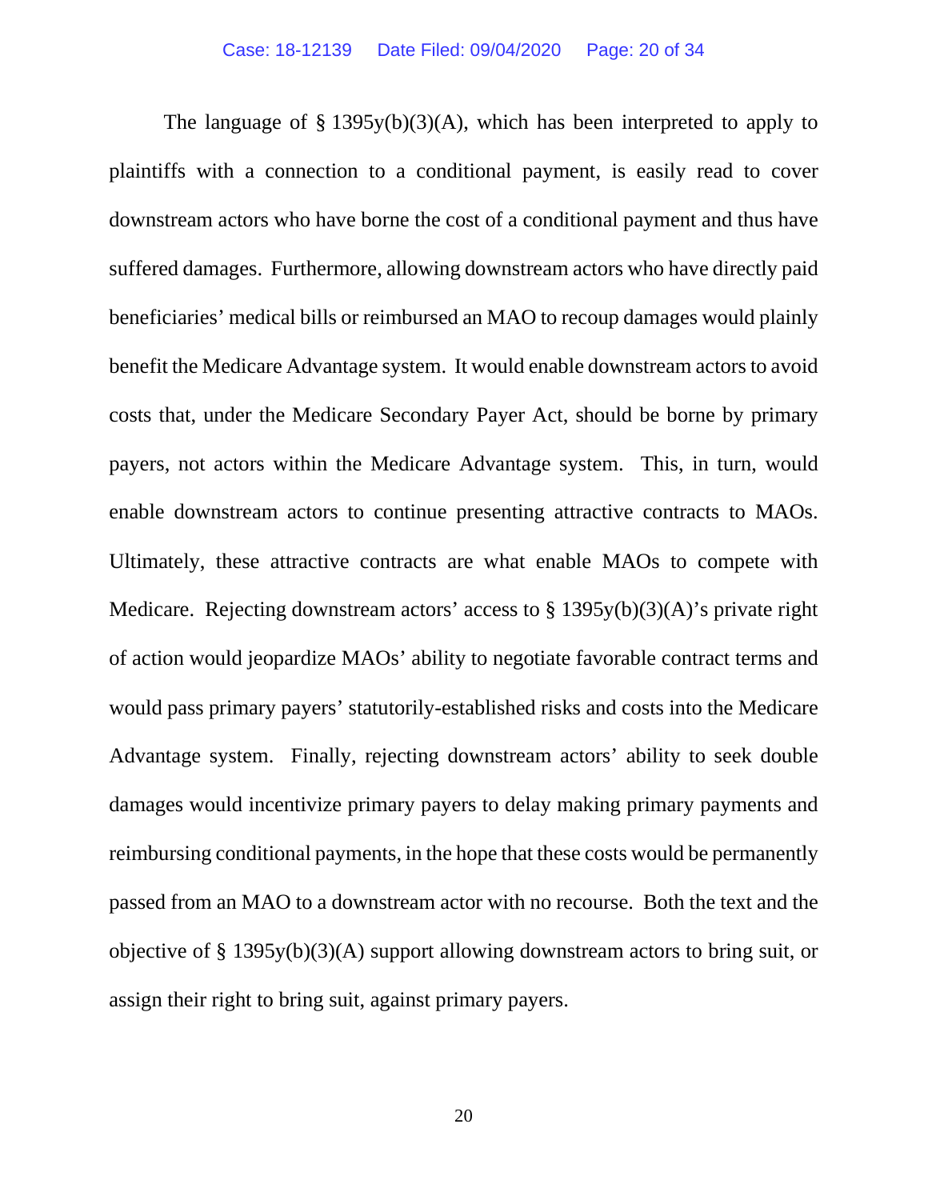The language of § 1395y(b)(3)(A), which has been interpreted to apply to plaintiffs with a connection to a conditional payment, is easily read to cover downstream actors who have borne the cost of a conditional payment and thus have suffered damages. Furthermore, allowing downstream actors who have directly paid beneficiaries' medical bills or reimbursed an MAO to recoup damages would plainly benefit the Medicare Advantage system. It would enable downstream actors to avoid costs that, under the Medicare Secondary Payer Act, should be borne by primary payers, not actors within the Medicare Advantage system. This, in turn, would enable downstream actors to continue presenting attractive contracts to MAOs. Ultimately, these attractive contracts are what enable MAOs to compete with Medicare. Rejecting downstream actors' access to § 1395y(b)(3)(A)'s private right of action would jeopardize MAOs' ability to negotiate favorable contract terms and would pass primary payers' statutorily-established risks and costs into the Medicare Advantage system. Finally, rejecting downstream actors' ability to seek double damages would incentivize primary payers to delay making primary payments and reimbursing conditional payments, in the hope that these costs would be permanently passed from an MAO to a downstream actor with no recourse. Both the text and the objective of § 1395y(b)(3)(A) support allowing downstream actors to bring suit, or assign their right to bring suit, against primary payers.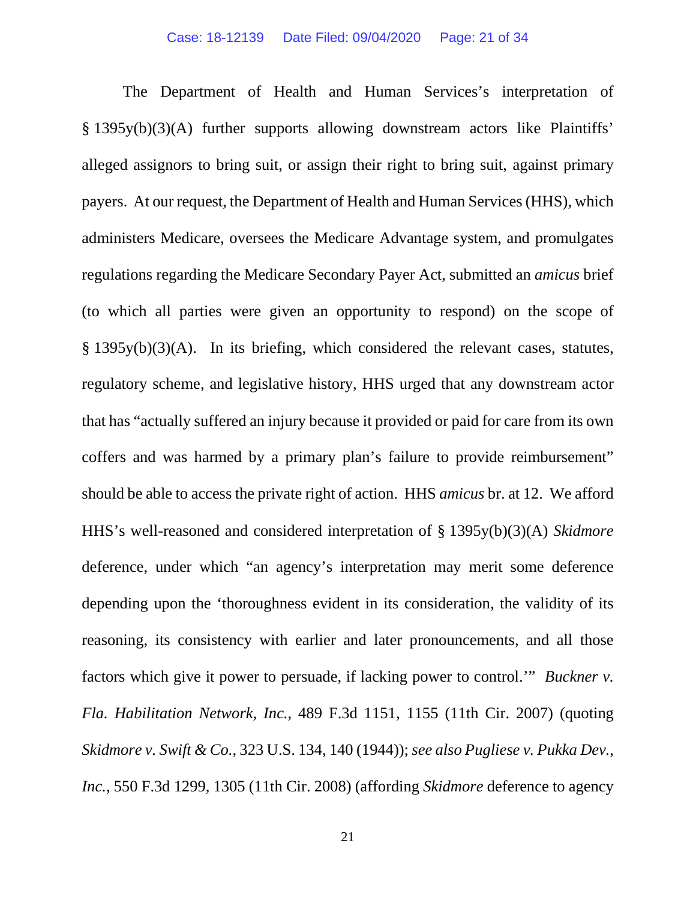The Department of Health and Human Services's interpretation of § 1395y(b)(3)(A) further supports allowing downstream actors like Plaintiffs' alleged assignors to bring suit, or assign their right to bring suit, against primary payers. At our request, the Department of Health and Human Services (HHS), which administers Medicare, oversees the Medicare Advantage system, and promulgates regulations regarding the Medicare Secondary Payer Act, submitted an *amicus* brief (to which all parties were given an opportunity to respond) on the scope of § 1395y(b)(3)(A). In its briefing, which considered the relevant cases, statutes, regulatory scheme, and legislative history, HHS urged that any downstream actor that has "actually suffered an injury because it provided or paid for care from its own coffers and was harmed by a primary plan's failure to provide reimbursement" should be able to access the private right of action. HHS *amicus* br. at 12. We afford HHS's well-reasoned and considered interpretation of § 1395y(b)(3)(A) *Skidmore* deference, under which "an agency's interpretation may merit some deference depending upon the 'thoroughness evident in its consideration, the validity of its reasoning, its consistency with earlier and later pronouncements, and all those factors which give it power to persuade, if lacking power to control.'" *Buckner v. Fla. Habilitation Network, Inc.*, 489 F.3d 1151, 1155 (11th Cir. 2007) (quoting *Skidmore v. Swift & Co.*, 323 U.S. 134, 140 (1944)); *see also Pugliese v. Pukka Dev., Inc.*, 550 F.3d 1299, 1305 (11th Cir. 2008) (affording *Skidmore* deference to agency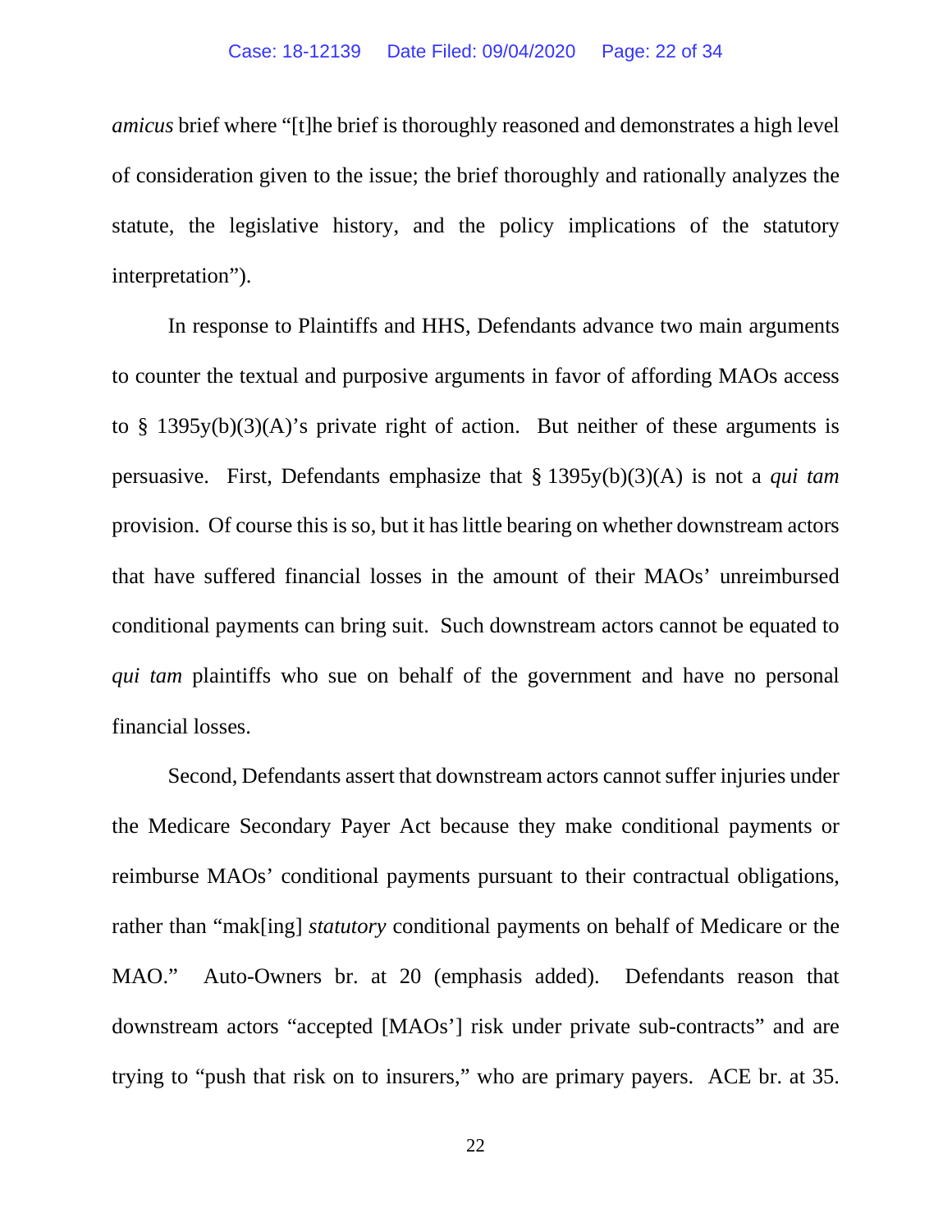*amicus* brief where "[t]he brief is thoroughly reasoned and demonstrates a high level of consideration given to the issue; the brief thoroughly and rationally analyzes the statute, the legislative history, and the policy implications of the statutory interpretation").

In response to Plaintiffs and HHS, Defendants advance two main arguments to counter the textual and purposive arguments in favor of affording MAOs access to § 1395y(b)(3)(A)'s private right of action. But neither of these arguments is persuasive. First, Defendants emphasize that § 1395y(b)(3)(A) is not a *qui tam* provision. Of course this is so, but it has little bearing on whether downstream actors that have suffered financial losses in the amount of their MAOs' unreimbursed conditional payments can bring suit. Such downstream actors cannot be equated to *qui tam* plaintiffs who sue on behalf of the government and have no personal financial losses.

Second, Defendants assert that downstream actors cannot suffer injuries under the Medicare Secondary Payer Act because they make conditional payments or reimburse MAOs' conditional payments pursuant to their contractual obligations, rather than "mak[ing] *statutory* conditional payments on behalf of Medicare or the MAO." Auto-Owners br. at 20 (emphasis added). Defendants reason that downstream actors "accepted [MAOs'] risk under private sub-contracts" and are trying to "push that risk on to insurers," who are primary payers. ACE br. at 35.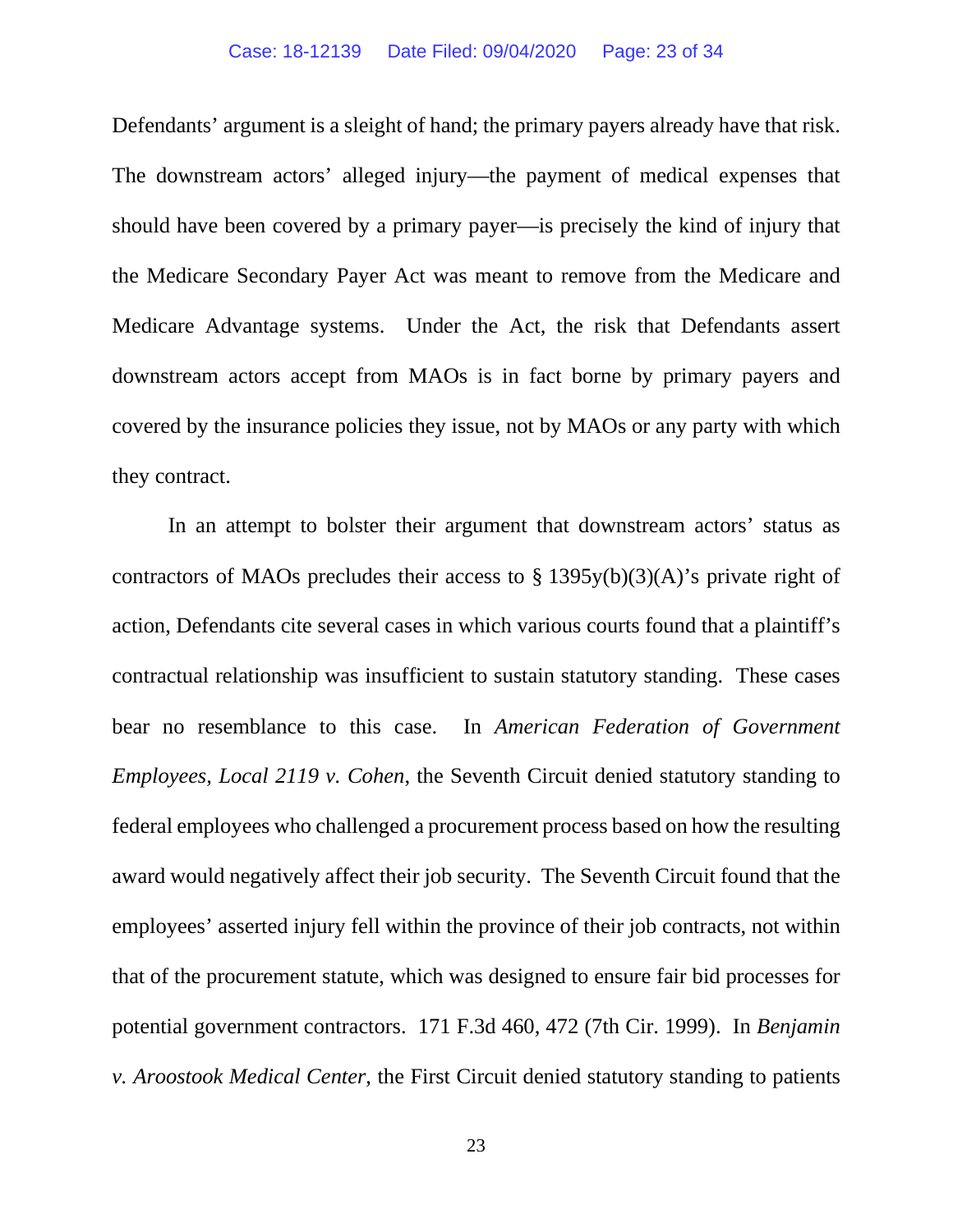Defendants' argument is a sleight of hand; the primary payers already have that risk. The downstream actors' alleged injury—the payment of medical expenses that should have been covered by a primary payer—is precisely the kind of injury that the Medicare Secondary Payer Act was meant to remove from the Medicare and Medicare Advantage systems. Under the Act, the risk that Defendants assert downstream actors accept from MAOs is in fact borne by primary payers and covered by the insurance policies they issue, not by MAOs or any party with which they contract.

In an attempt to bolster their argument that downstream actors' status as contractors of MAOs precludes their access to § 1395y(b)(3)(A)'s private right of action, Defendants cite several cases in which various courts found that a plaintiff's contractual relationship was insufficient to sustain statutory standing. These cases bear no resemblance to this case. In *American Federation of Government Employees, Local 2119 v. Cohen*, the Seventh Circuit denied statutory standing to federal employees who challenged a procurement process based on how the resulting award would negatively affect their job security. The Seventh Circuit found that the employees' asserted injury fell within the province of their job contracts, not within that of the procurement statute, which was designed to ensure fair bid processes for potential government contractors. 171 F.3d 460, 472 (7th Cir. 1999). In *Benjamin v. Aroostook Medical Center*, the First Circuit denied statutory standing to patients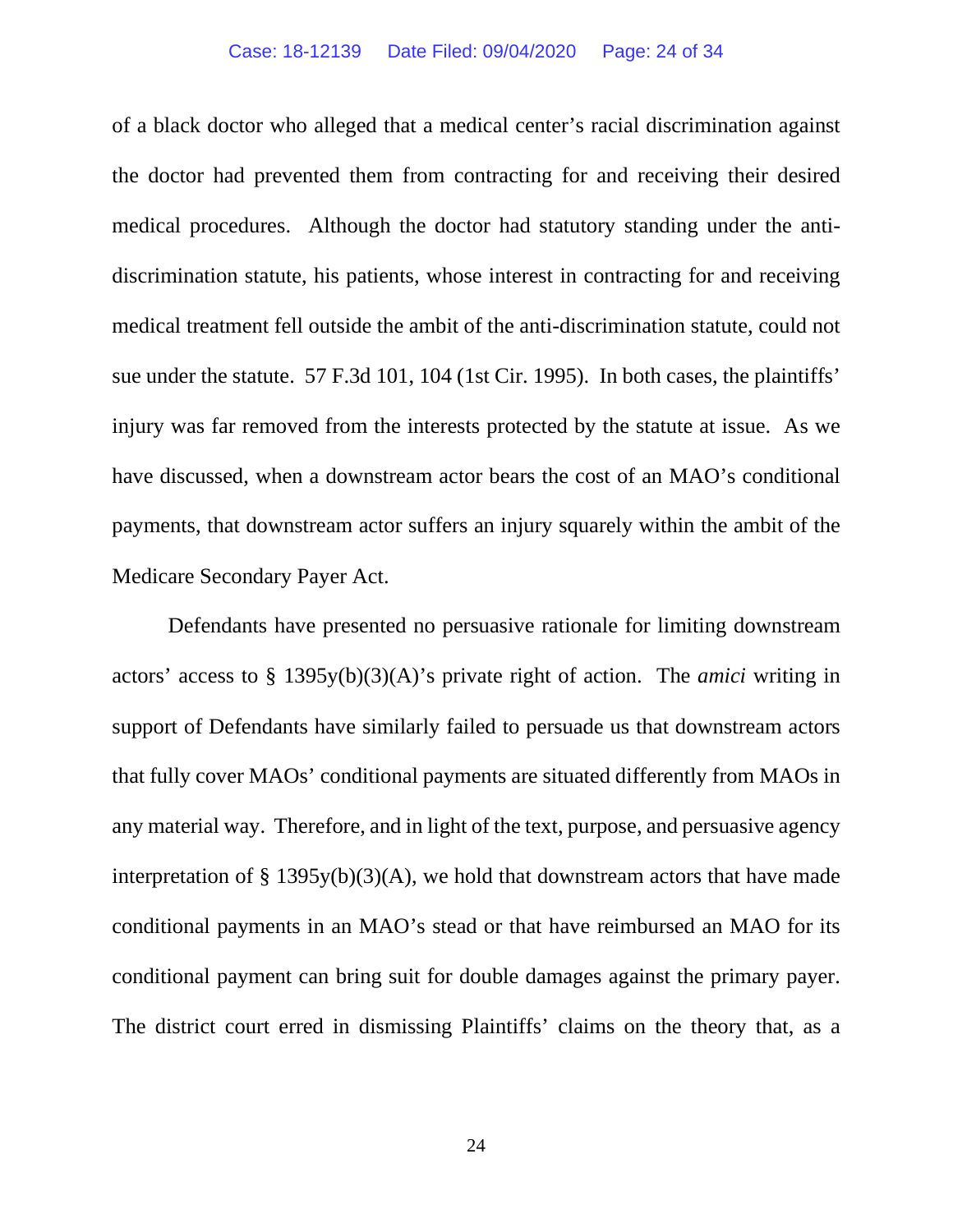of a black doctor who alleged that a medical center's racial discrimination against the doctor had prevented them from contracting for and receiving their desired medical procedures. Although the doctor had statutory standing under the anti-discrimination statute, his patients, whose interest in contracting for and receiving medical treatment fell outside the ambit of the anti-discrimination statute, could not sue under the statute. 57 F.3d 101, 104 (1st Cir. 1995). In both cases, the plaintiffs' injury was far removed from the interests protected by the statute at issue. As we have discussed, when a downstream actor bears the cost of an MAO's conditional payments, that downstream actor suffers an injury squarely within the ambit of the Medicare Secondary Payer Act.

Defendants have presented no persuasive rationale for limiting downstream actors' access to § 1395y(b)(3)(A)'s private right of action. The *amici* writing in support of Defendants have similarly failed to persuade us that downstream actors that fully cover MAOs' conditional payments are situated differently from MAOs in any material way. Therefore, and in light of the text, purpose, and persuasive agency interpretation of § 1395y(b)(3)(A), we hold that downstream actors that have made conditional payments in an MAO's stead or that have reimbursed an MAO for its conditional payment can bring suit for double damages against the primary payer. The district court erred in dismissing Plaintiffs' claims on the theory that, as a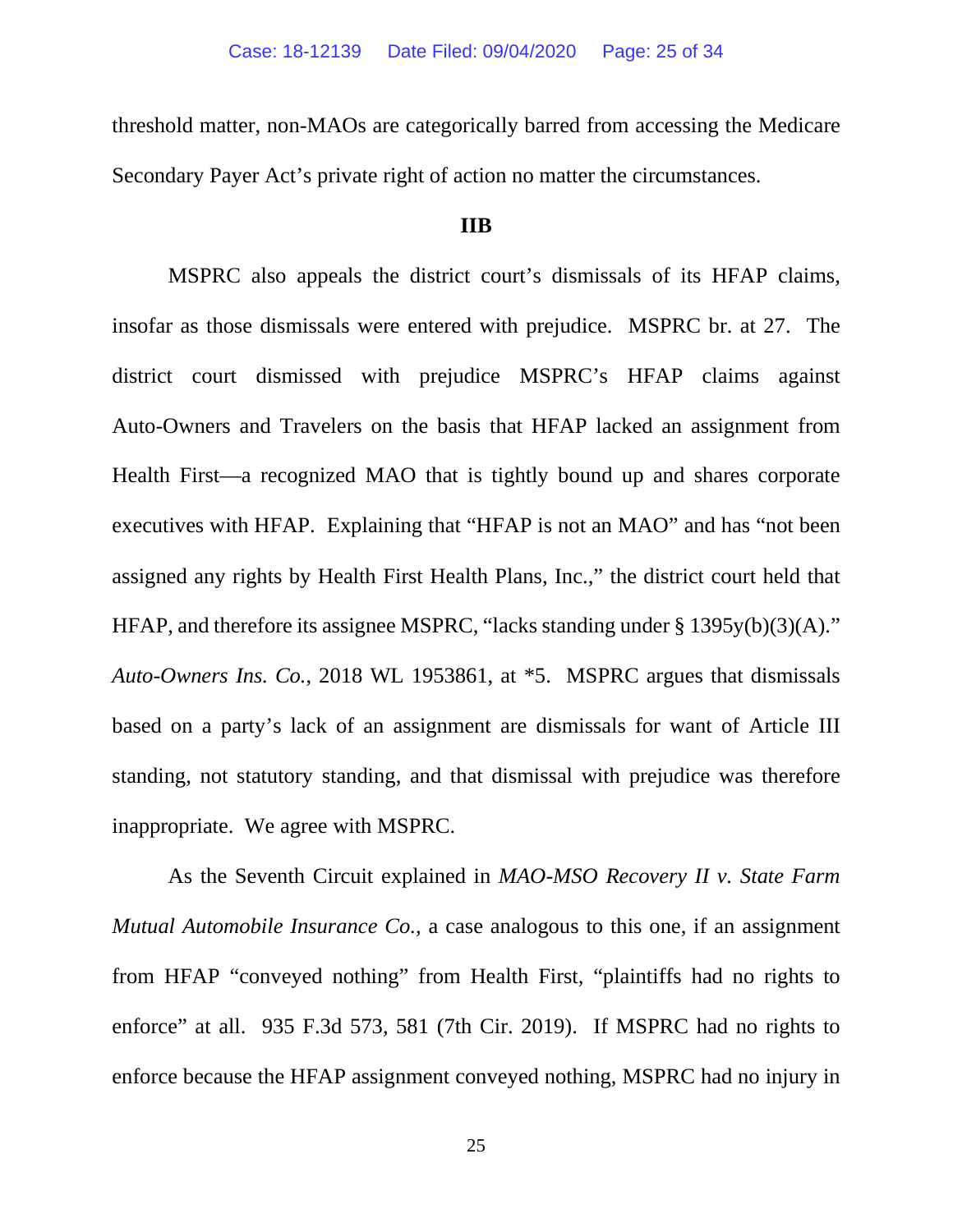threshold matter, non-MAOs are categorically barred from accessing the Medicare Secondary Payer Act's private right of action no matter the circumstances.

**IIB**

MSPRC also appeals the district court's dismissals of its HFAP claims, insofar as those dismissals were entered with prejudice. MSPRC br. at 27. The district court dismissed with prejudice MSPRC's HFAP claims against Auto-Owners and Travelers on the basis that HFAP lacked an assignment from Health First—a recognized MAO that is tightly bound up and shares corporate executives with HFAP. Explaining that "HFAP is not an MAO" and has "not been assigned any rights by Health First Health Plans, Inc.," the district court held that HFAP, and therefore its assignee MSPRC, "lacks standing under § 1395y(b)(3)(A)." *Auto-Owners Ins. Co.*, 2018 WL 1953861, at *5. MSPRC argues that dismissals based on a party's lack of an assignment are dismissals for want of Article III standing, not statutory standing, and that dismissal with prejudice was therefore inappropriate. We agree with MSPRC.

As the Seventh Circuit explained in *MAO-MSO Recovery II v. State Farm Mutual Automobile Insurance Co.*, a case analogous to this one, if an assignment from HFAP "conveyed nothing" from Health First, "plaintiffs had no rights to enforce" at all. 935 F.3d 573, 581 (7th Cir. 2019). If MSPRC had no rights to enforce because the HFAP assignment conveyed nothing, MSPRC had no injury in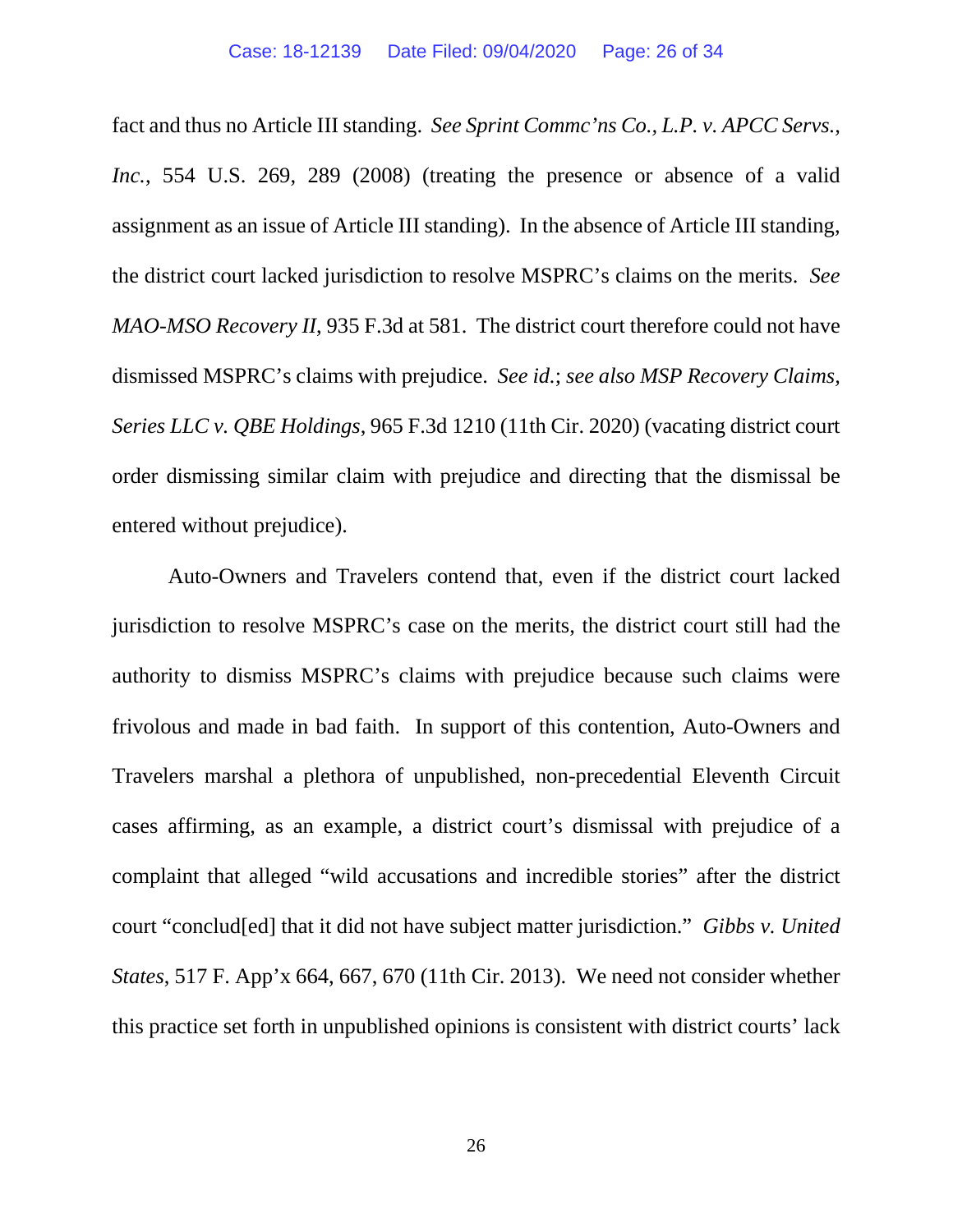fact and thus no Article III standing. *See Sprint Commc'ns Co., L.P. v. APCC Servs., Inc.*, 554 U.S. 269, 289 (2008) (treating the presence or absence of a valid assignment as an issue of Article III standing). In the absence of Article III standing, the district court lacked jurisdiction to resolve MSPRC's claims on the merits. *See MAO-MSO Recovery II*, 935 F.3d at 581. The district court therefore could not have dismissed MSPRC's claims with prejudice. *See id.*; *see also MSP Recovery Claims, Series LLC v. QBE Holdings*, 965 F.3d 1210 (11th Cir. 2020) (vacating district court order dismissing similar claim with prejudice and directing that the dismissal be entered without prejudice).

Auto-Owners and Travelers contend that, even if the district court lacked jurisdiction to resolve MSPRC's case on the merits, the district court still had the authority to dismiss MSPRC's claims with prejudice because such claims were frivolous and made in bad faith. In support of this contention, Auto-Owners and Travelers marshal a plethora of unpublished, non-precedential Eleventh Circuit cases affirming, as an example, a district court's dismissal with prejudice of a complaint that alleged "wild accusations and incredible stories" after the district court "conclud[ed] that it did not have subject matter jurisdiction." *Gibbs v. United States*, 517 F. App'x 664, 667, 670 (11th Cir. 2013). We need not consider whether this practice set forth in unpublished opinions is consistent with district courts' lack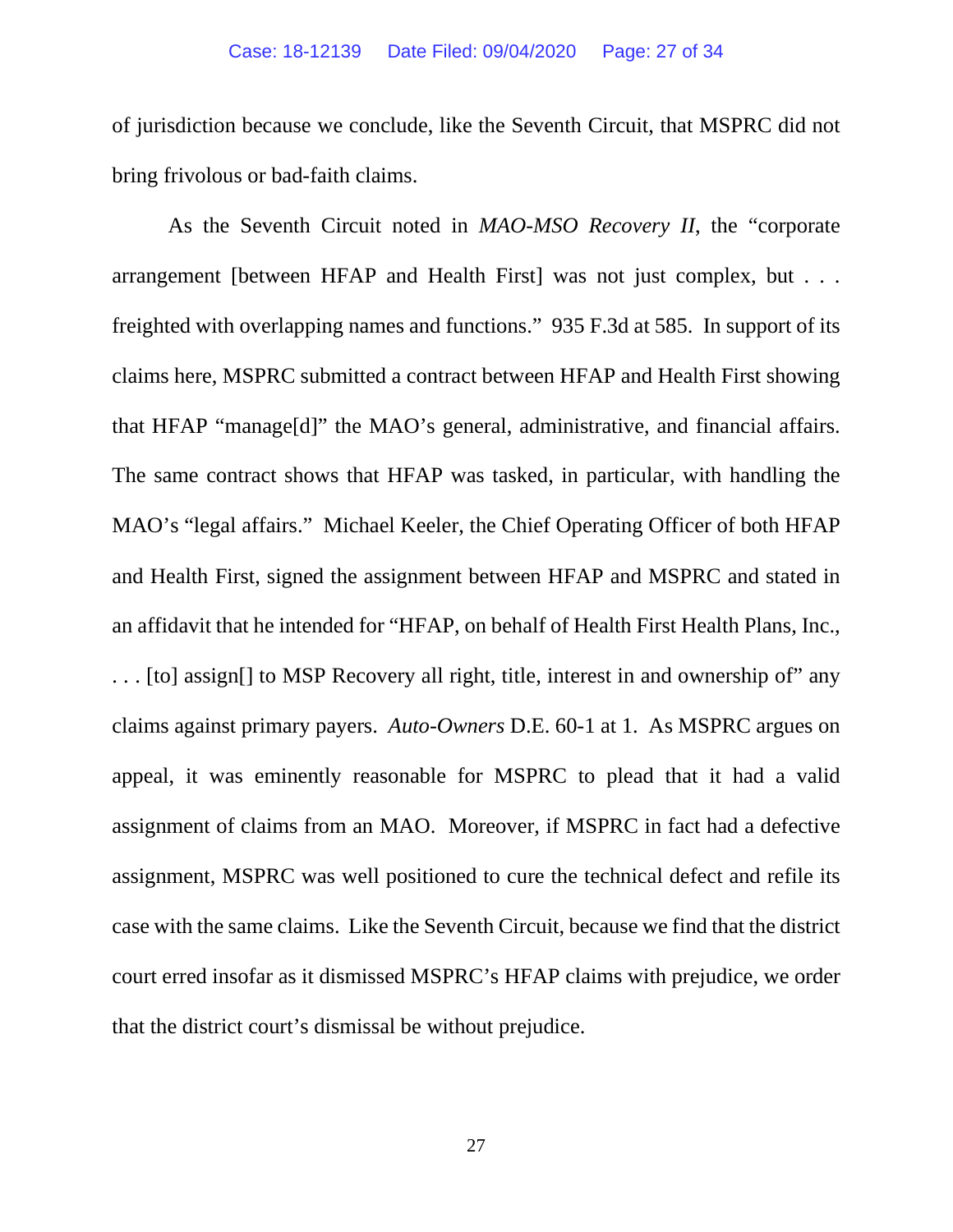of jurisdiction because we conclude, like the Seventh Circuit, that MSPRC did not bring frivolous or bad-faith claims.

As the Seventh Circuit noted in *MAO-MSO Recovery II*, the "corporate arrangement [between HFAP and Health First] was not just complex, but . . . freighted with overlapping names and functions." 935 F.3d at 585. In support of its claims here, MSPRC submitted a contract between HFAP and Health First showing that HFAP "manage[d]" the MAO's general, administrative, and financial affairs. The same contract shows that HFAP was tasked, in particular, with handling the MAO's "legal affairs." Michael Keeler, the Chief Operating Officer of both HFAP and Health First, signed the assignment between HFAP and MSPRC and stated in an affidavit that he intended for "HFAP, on behalf of Health First Health Plans, Inc., . . . [to] assign[] to MSP Recovery all right, title, interest in and ownership of" any claims against primary payers. *Auto-Owners* D.E. 60-1 at 1. As MSPRC argues on appeal, it was eminently reasonable for MSPRC to plead that it had a valid assignment of claims from an MAO. Moreover, if MSPRC in fact had a defective assignment, MSPRC was well positioned to cure the technical defect and refile its case with the same claims. Like the Seventh Circuit, because we find that the district court erred insofar as it dismissed MSPRC's HFAP claims with prejudice, we order that the district court's dismissal be without prejudice.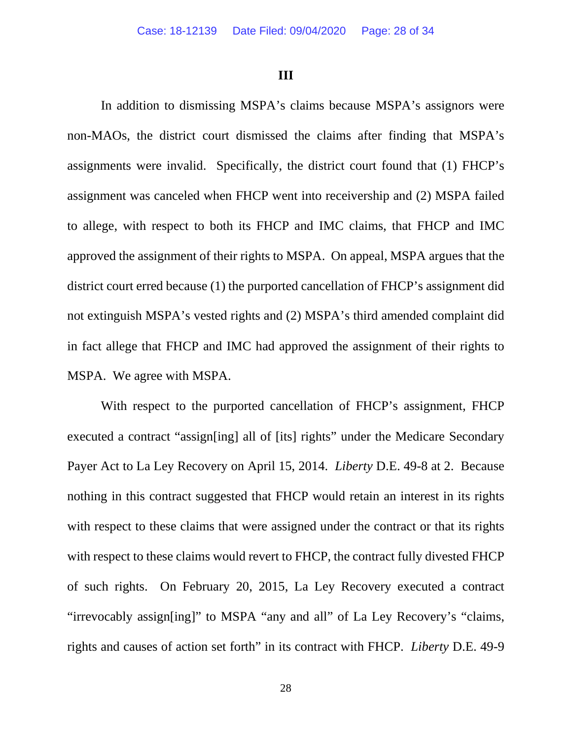### III

In addition to dismissing MSPA's claims because MSPA's assignors were non-MAOs, the district court dismissed the claims after finding that MSPA's assignments were invalid. Specifically, the district court found that (1) FHCP's assignment was canceled when FHCP went into receivership and (2) MSPA failed to allege, with respect to both its FHCP and IMC claims, that FHCP and IMC approved the assignment of their rights to MSPA. On appeal, MSPA argues that the district court erred because (1) the purported cancellation of FHCP's assignment did not extinguish MSPA's vested rights and (2) MSPA's third amended complaint did in fact allege that FHCP and IMC had approved the assignment of their rights to MSPA. We agree with MSPA.

With respect to the purported cancellation of FHCP's assignment, FHCP executed a contract "assign[ing] all of [its] rights" under the Medicare Secondary Payer Act to La Ley Recovery on April 15, 2014. *Liberty* D.E. 49-8 at 2. Because nothing in this contract suggested that FHCP would retain an interest in its rights with respect to these claims that were assigned under the contract or that its rights with respect to these claims would revert to FHCP, the contract fully divested FHCP of such rights. On February 20, 2015, La Ley Recovery executed a contract "irrevocably assign[ing]" to MSPA "any and all" of La Ley Recovery's "claims, rights and causes of action set forth" in its contract with FHCP. *Liberty* D.E. 49-9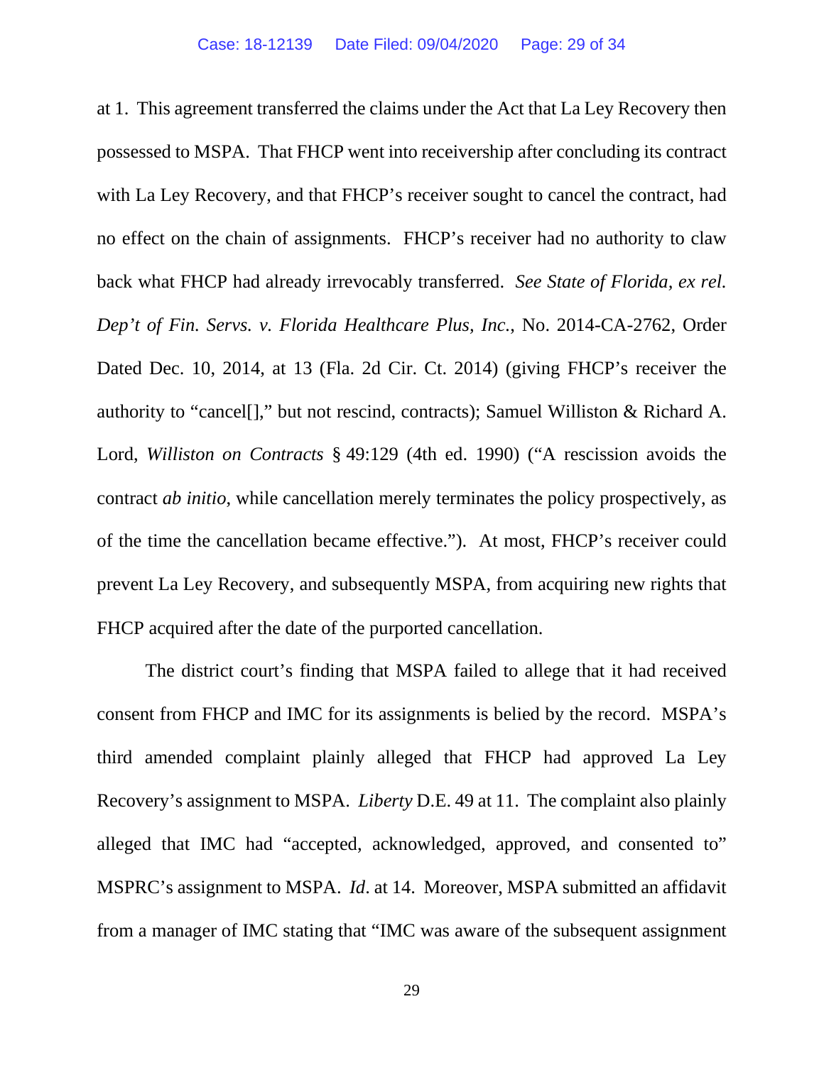at 1. This agreement transferred the claims under the Act that La Ley Recovery then possessed to MSPA. That FHCP went into receivership after concluding its contract with La Ley Recovery, and that FHCP's receiver sought to cancel the contract, had no effect on the chain of assignments. FHCP's receiver had no authority to claw back what FHCP had already irrevocably transferred. *See State of Florida, ex rel. Dep't of Fin. Servs. v. Florida Healthcare Plus, Inc.*, No. 2014-CA-2762, Order Dated Dec. 10, 2014, at 13 (Fla. 2d Cir. Ct. 2014) (giving FHCP's receiver the authority to "cancel[]," but not rescind, contracts); Samuel Williston & Richard A. Lord, *Williston on Contracts* § 49:129 (4th ed. 1990) ("A rescission avoids the contract *ab initio*, while cancellation merely terminates the policy prospectively, as of the time the cancellation became effective."). At most, FHCP's receiver could prevent La Ley Recovery, and subsequently MSPA, from acquiring new rights that FHCP acquired after the date of the purported cancellation.

The district court's finding that MSPA failed to allege that it had received consent from FHCP and IMC for its assignments is belied by the record. MSPA's third amended complaint plainly alleged that FHCP had approved La Ley Recovery's assignment to MSPA. *Liberty* D.E. 49 at 11. The complaint also plainly alleged that IMC had "accepted, acknowledged, approved, and consented to" MSPRC's assignment to MSPA. *Id*. at 14. Moreover, MSPA submitted an affidavit from a manager of IMC stating that "IMC was aware of the subsequent assignment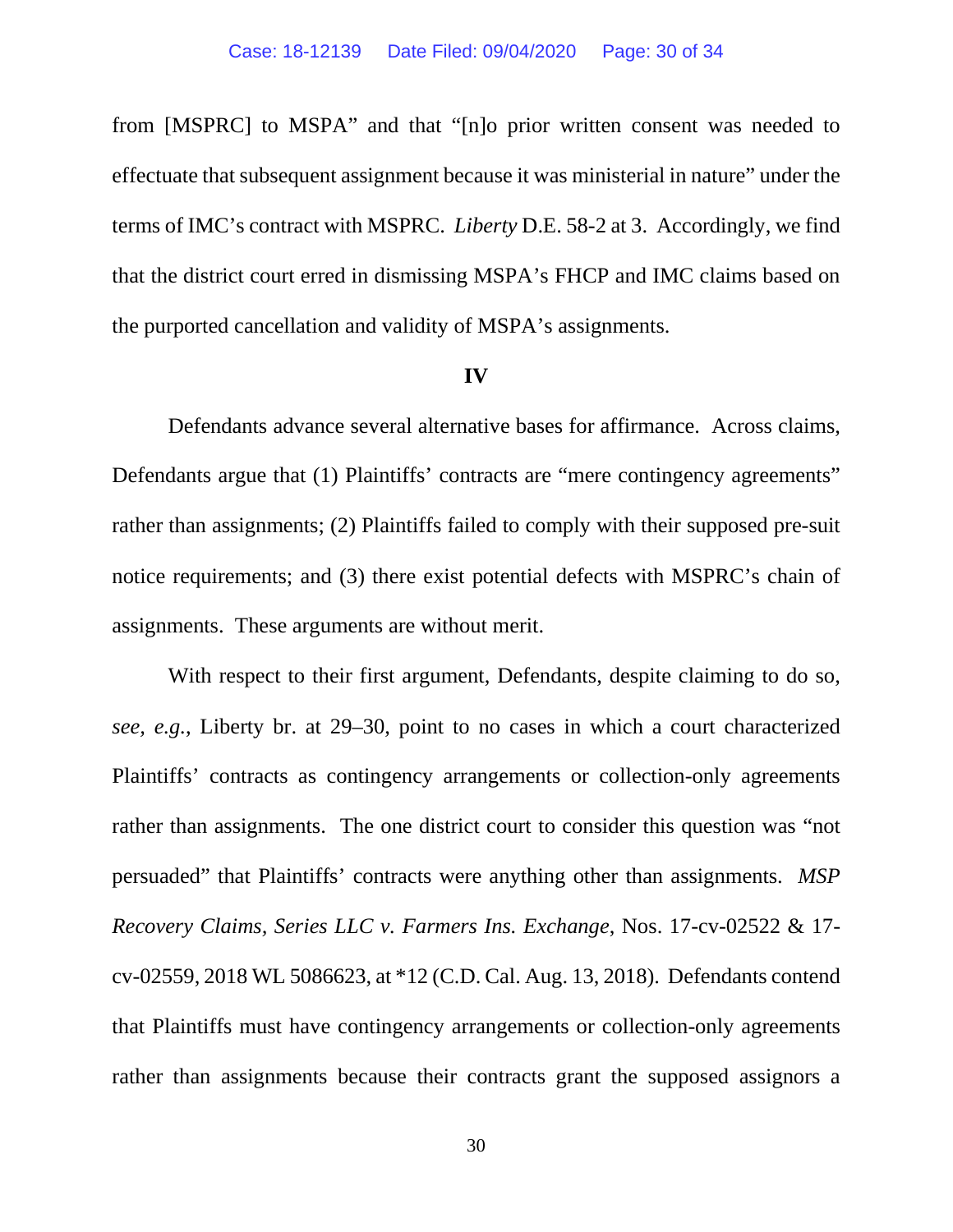from [MSPRC] to MSPA" and that "[n]o prior written consent was needed to effectuate that subsequent assignment because it was ministerial in nature" under the terms of IMC's contract with MSPRC. *Liberty* D.E. 58-2 at 3. Accordingly, we find that the district court erred in dismissing MSPA's FHCP and IMC claims based on the purported cancellation and validity of MSPA's assignments.

**IV**

Defendants advance several alternative bases for affirmance. Across claims, Defendants argue that (1) Plaintiffs' contracts are "mere contingency agreements" rather than assignments; (2) Plaintiffs failed to comply with their supposed pre-suit notice requirements; and (3) there exist potential defects with MSPRC's chain of assignments. These arguments are without merit.

With respect to their first argument, Defendants, despite claiming to do so, *see, e.g.*, Liberty br. at 29–30, point to no cases in which a court characterized Plaintiffs' contracts as contingency arrangements or collection-only agreements rather than assignments. The one district court to consider this question was "not persuaded" that Plaintiffs' contracts were anything other than assignments. *MSP Recovery Claims, Series LLC v. Farmers Ins. Exchange*, Nos. 17-cv-02522 & 17-cv-02559, 2018 WL 5086623, at *12 (C.D. Cal. Aug. 13, 2018). Defendants contend that Plaintiffs must have contingency arrangements or collection-only agreements rather than assignments because their contracts grant the supposed assignors a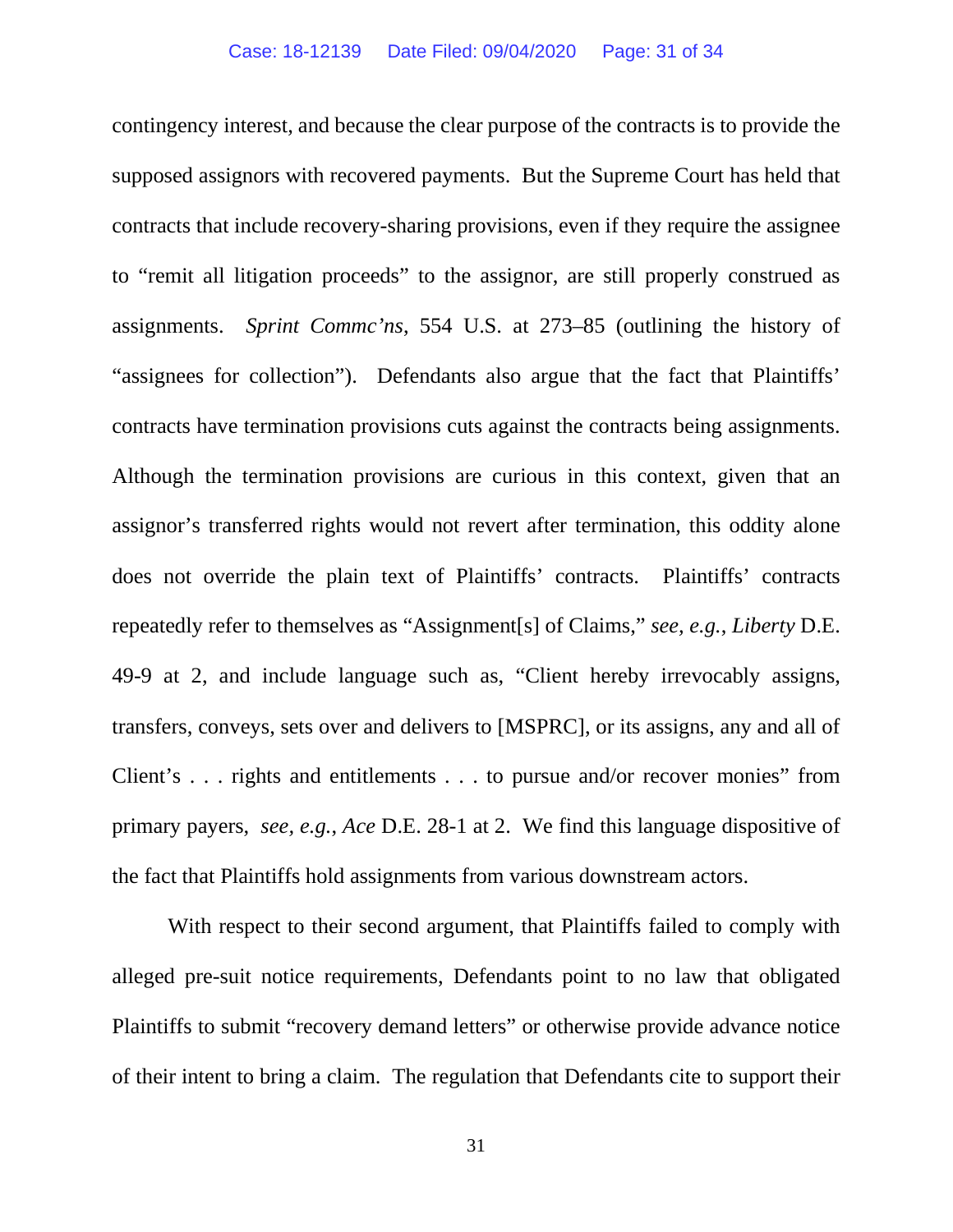contingency interest, and because the clear purpose of the contracts is to provide the supposed assignors with recovered payments. But the Supreme Court has held that contracts that include recovery-sharing provisions, even if they require the assignee to "remit all litigation proceeds" to the assignor, are still properly construed as assignments. *Sprint Commc'ns*, 554 U.S. at 273–85 (outlining the history of "assignees for collection"). Defendants also argue that the fact that Plaintiffs' contracts have termination provisions cuts against the contracts being assignments. Although the termination provisions are curious in this context, given that an assignor's transferred rights would not revert after termination, this oddity alone does not override the plain text of Plaintiffs' contracts. Plaintiffs' contracts repeatedly refer to themselves as "Assignment[s] of Claims," *see, e.g.*, *Liberty* D.E. 49-9 at 2, and include language such as, "Client hereby irrevocably assigns, transfers, conveys, sets over and delivers to [MSPRC], or its assigns, any and all of Client's . . . rights and entitlements . . . to pursue and/or recover monies" from primary payers, *see, e.g.*, *Ace* D.E. 28-1 at 2. We find this language dispositive of the fact that Plaintiffs hold assignments from various downstream actors.

With respect to their second argument, that Plaintiffs failed to comply with alleged pre-suit notice requirements, Defendants point to no law that obligated Plaintiffs to submit "recovery demand letters" or otherwise provide advance notice of their intent to bring a claim. The regulation that Defendants cite to support their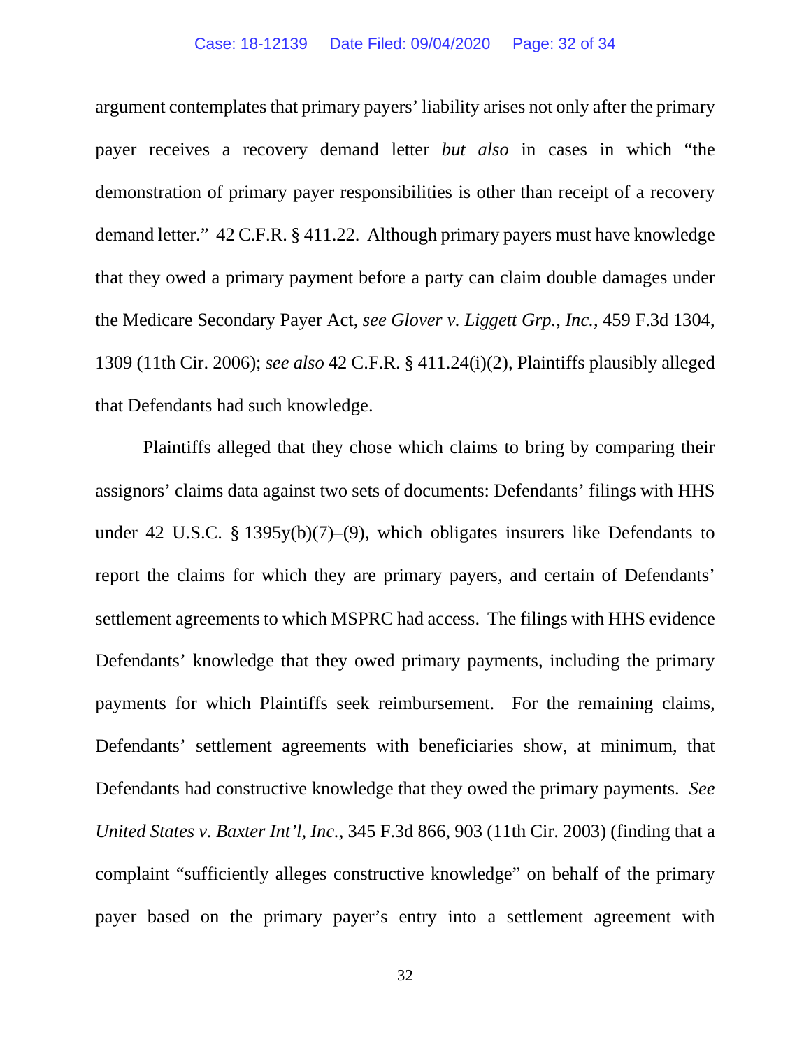argument contemplates that primary payers' liability arises not only after the primary payer receives a recovery demand letter *but also* in cases in which "the demonstration of primary payer responsibilities is other than receipt of a recovery demand letter." 42 C.F.R. § 411.22. Although primary payers must have knowledge that they owed a primary payment before a party can claim double damages under the Medicare Secondary Payer Act, *see Glover v. Liggett Grp., Inc.*, 459 F.3d 1304, 1309 (11th Cir. 2006); *see also* 42 C.F.R. § 411.24(i)(2), Plaintiffs plausibly alleged that Defendants had such knowledge.

Plaintiffs alleged that they chose which claims to bring by comparing their assignors' claims data against two sets of documents: Defendants' filings with HHS under 42 U.S.C. § 1395y(b)(7)–(9), which obligates insurers like Defendants to report the claims for which they are primary payers, and certain of Defendants' settlement agreements to which MSPRC had access. The filings with HHS evidence Defendants' knowledge that they owed primary payments, including the primary payments for which Plaintiffs seek reimbursement. For the remaining claims, Defendants' settlement agreements with beneficiaries show, at minimum, that Defendants had constructive knowledge that they owed the primary payments. *See United States v. Baxter Int'l, Inc.*, 345 F.3d 866, 903 (11th Cir. 2003) (finding that a complaint "sufficiently alleges constructive knowledge" on behalf of the primary payer based on the primary payer's entry into a settlement agreement with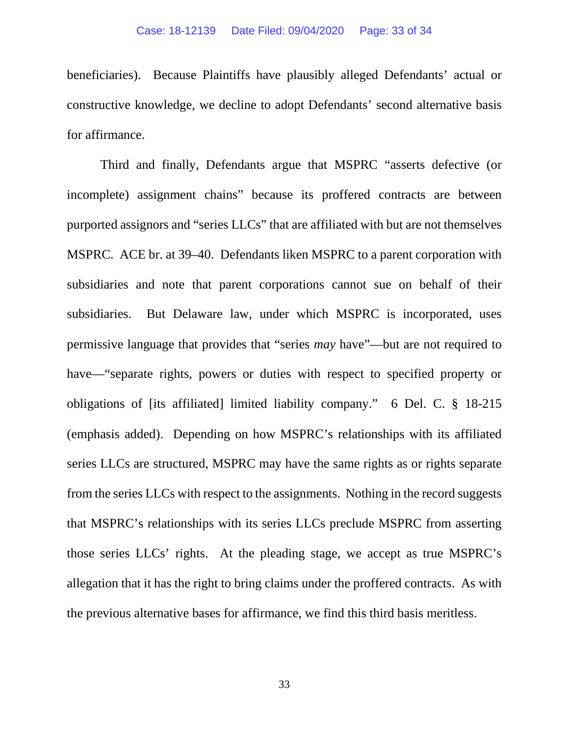beneficiaries). Because Plaintiffs have plausibly alleged Defendants' actual or constructive knowledge, we decline to adopt Defendants' second alternative basis for affirmance.

Third and finally, Defendants argue that MSPRC "asserts defective (or incomplete) assignment chains" because its proffered contracts are between purported assignors and "series LLCs" that are affiliated with but are not themselves MSPRC. ACE br. at 39–40. Defendants liken MSPRC to a parent corporation with subsidiaries and note that parent corporations cannot sue on behalf of their subsidiaries. But Delaware law, under which MSPRC is incorporated, uses permissive language that provides that "series *may* have"—but are not required to have—"separate rights, powers or duties with respect to specified property or obligations of [its affiliated] limited liability company." 6 Del. C. § 18-215 (emphasis added). Depending on how MSPRC's relationships with its affiliated series LLCs are structured, MSPRC may have the same rights as or rights separate from the series LLCs with respect to the assignments. Nothing in the record suggests that MSPRC's relationships with its series LLCs preclude MSPRC from asserting those series LLCs' rights. At the pleading stage, we accept as true MSPRC's allegation that it has the right to bring claims under the proffered contracts. As with the previous alternative bases for affirmance, we find this third basis meritless.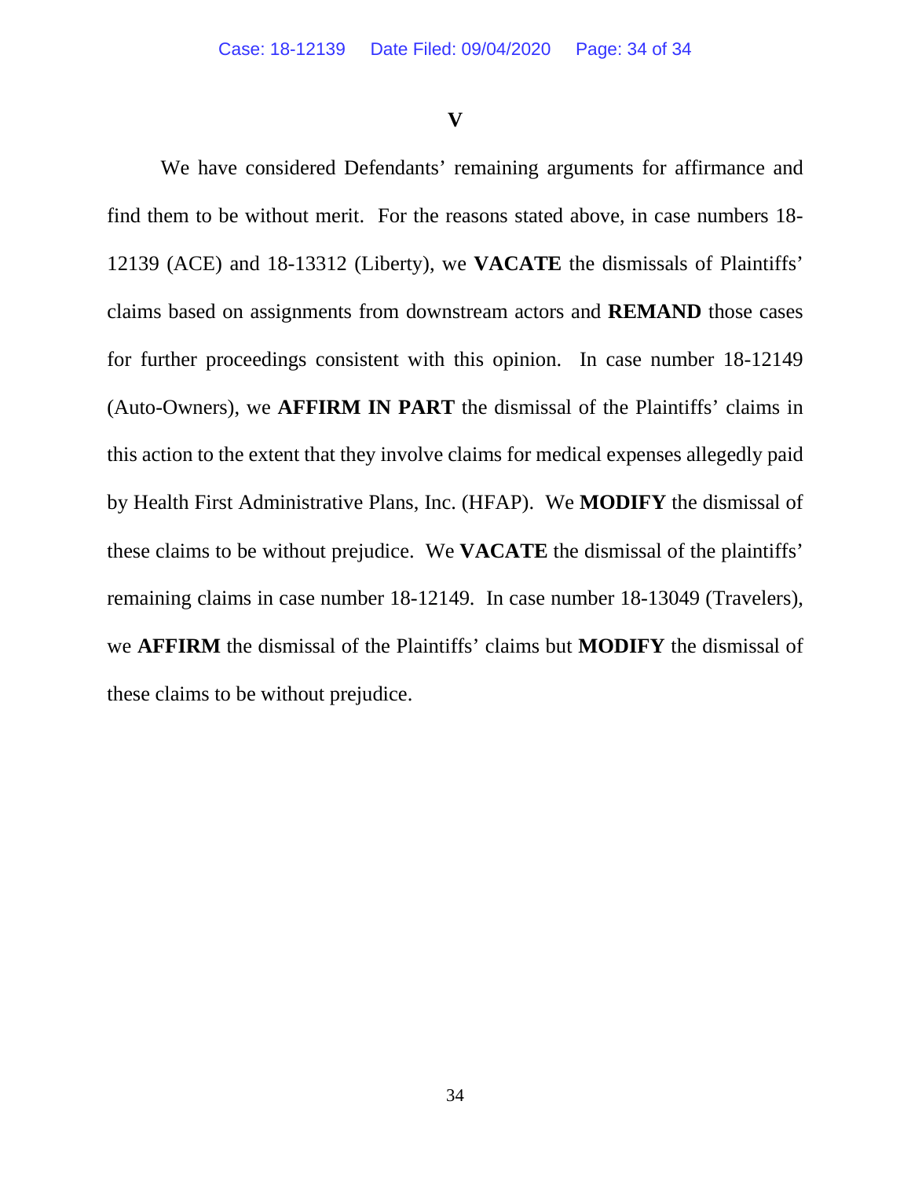## V

We have considered Defendants' remaining arguments for affirmance and find them to be without merit. For the reasons stated above, in case numbers 18-12139 (ACE) and 18-13312 (Liberty), we **VACATE** the dismissals of Plaintiffs' claims based on assignments from downstream actors and **REMAND** those cases for further proceedings consistent with this opinion. In case number 18-12149 (Auto-Owners), we **AFFIRM IN PART** the dismissal of the Plaintiffs' claims in this action to the extent that they involve claims for medical expenses allegedly paid by Health First Administrative Plans, Inc. (HFAP). We **MODIFY** the dismissal of these claims to be without prejudice. We **VACATE** the dismissal of the plaintiffs' remaining claims in case number 18-12149. In case number 18-13049 (Travelers), we **AFFIRM** the dismissal of the Plaintiffs' claims but **MODIFY** the dismissal of these claims to be without prejudice.